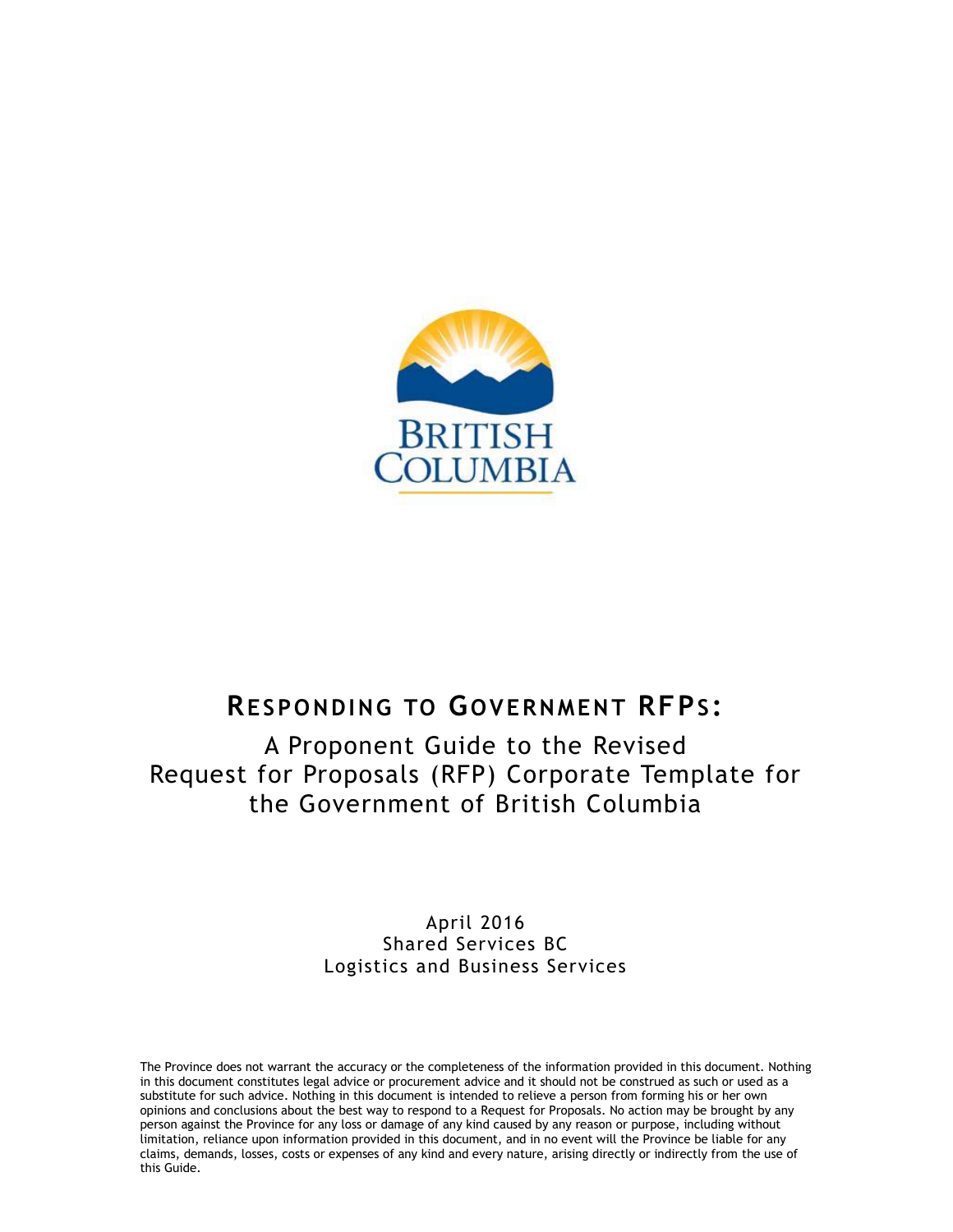# Responding to Government RFPs:

## A Proponent Guide to the Revised Request for Proposals (RFP) Corporate Template for the Government of British Columbia

April 2016
Shared Services BC
Logistics and Business Services

The Province does not warrant the accuracy or the completeness of the information provided in this document. Nothing in this document constitutes legal advice or procurement advice and it should not be construed as such or used as a substitute for such advice. Nothing in this document is intended to relieve a person from forming his or her own opinions and conclusions about the best way to respond to a Request for Proposals. No action may be brought by any person against the Province for any loss or damage of any kind caused by any reason or purpose, including without limitation, reliance upon information provided in this document, and in no event will the Province be liable for any claims, demands, losses, costs or expenses of any kind and every nature, arising directly or indirectly from the use of this Guide.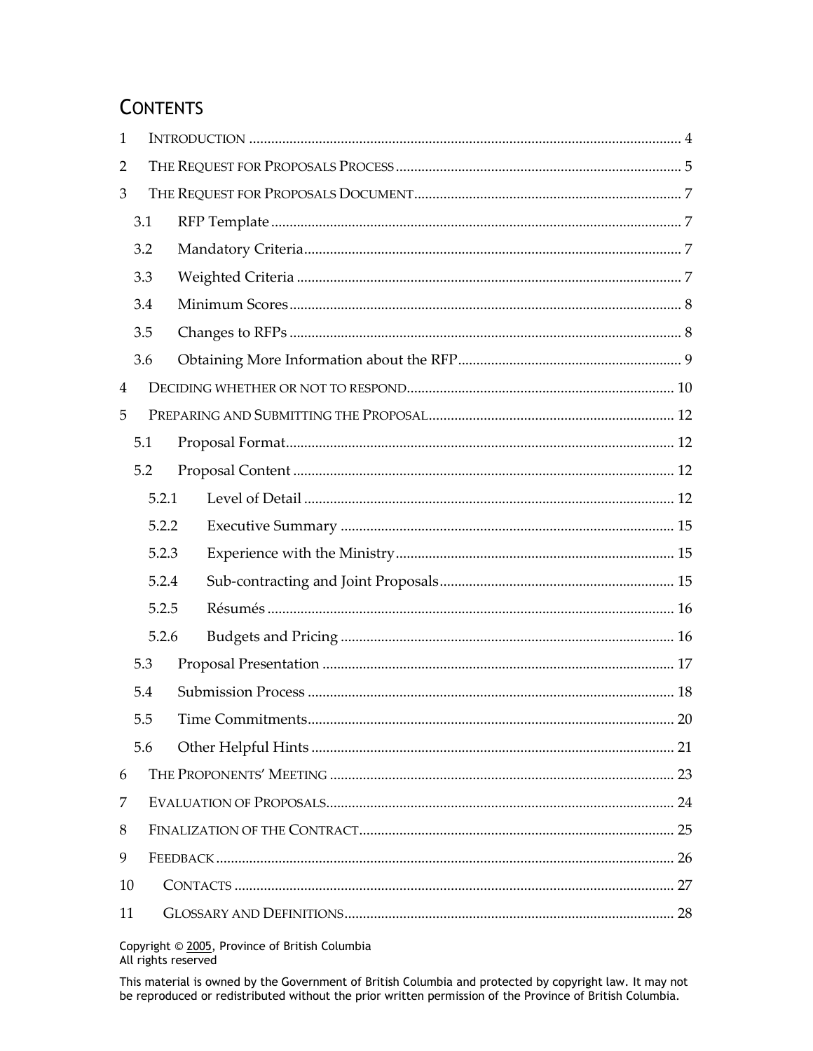# CONTENTS

1 INTRODUCTION ..... 4

2 THE REQUEST FOR PROPOSALS PROCESS ..... 5

3 THE REQUEST FOR PROPOSALS DOCUMENT ..... 7

- 3.1 RFP Template ..... 7
- 3.2 Mandatory Criteria ..... 7
- 3.3 Weighted Criteria ..... 7
- 3.4 Minimum Scores ..... 8
- 3.5 Changes to RFPs ..... 8
- 3.6 Obtaining More Information about the RFP ..... 9

4 DECIDING WHETHER OR NOT TO RESPOND ..... 10

5 PREPARING AND SUBMITTING THE PROPOSAL ..... 12

- 5.1 Proposal Format ..... 12
- 5.2 Proposal Content ..... 12
  - 5.2.1 Level of Detail ..... 12
  - 5.2.2 Executive Summary ..... 15
  - 5.2.3 Experience with the Ministry ..... 15
  - 5.2.4 Sub-contracting and Joint Proposals ..... 15
  - 5.2.5 Résumés ..... 16
  - 5.2.6 Budgets and Pricing ..... 16
- 5.3 Proposal Presentation ..... 17
- 5.4 Submission Process ..... 18
- 5.5 Time Commitments ..... 20
- 5.6 Other Helpful Hints ..... 21

6 THE PROPONENTS' MEETING ..... 23

7 EVALUATION OF PROPOSALS ..... 24

8 FINALIZATION OF THE CONTRACT ..... 25

9 FEEDBACK ..... 26

10 CONTACTS ..... 27

11 GLOSSARY AND DEFINITIONS ..... 28

Copyright © 2005, Province of British Columbia
All rights reserved

This material is owned by the Government of British Columbia and protected by copyright law. It may not be reproduced or redistributed without the prior written permission of the Province of British Columbia.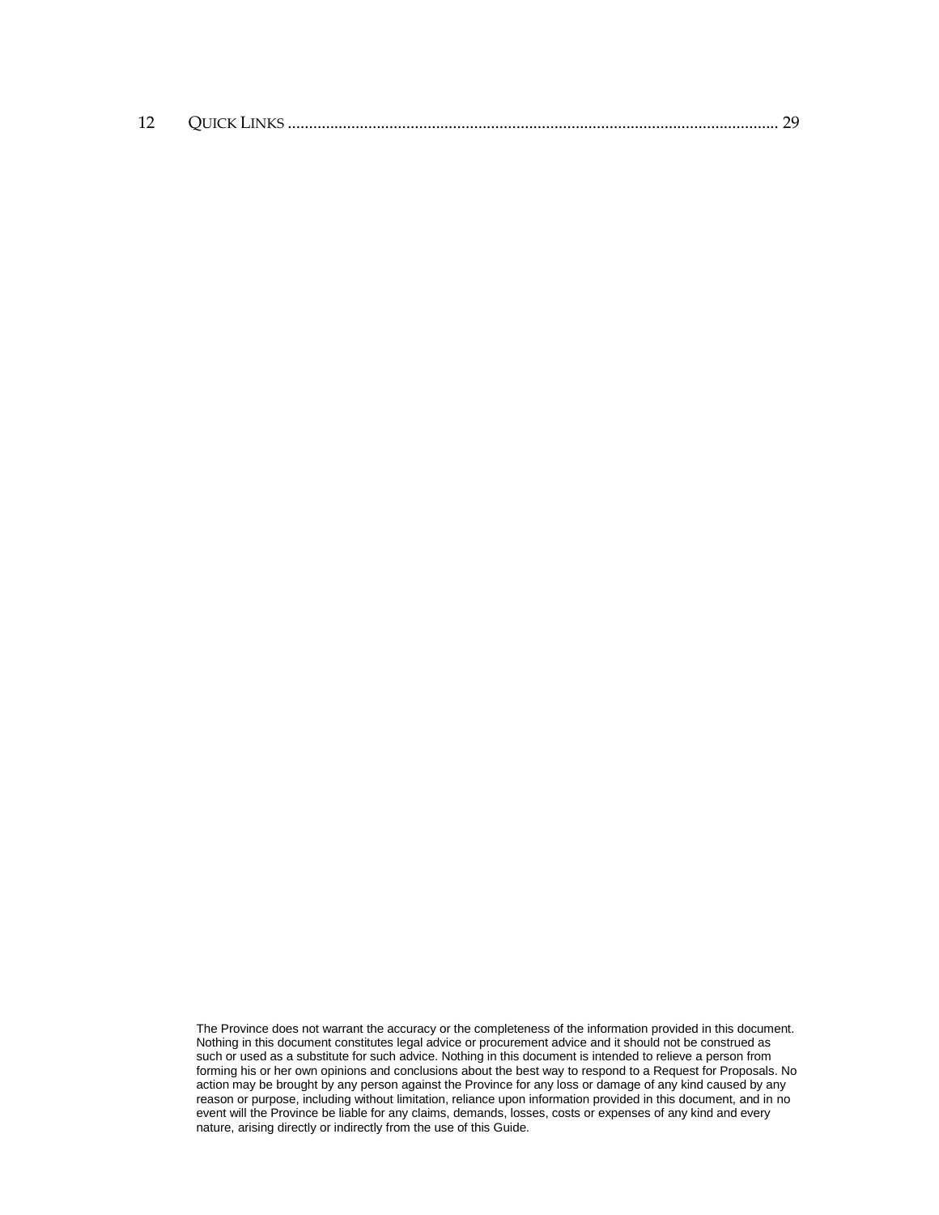12 QUICK LINKS ........................................................................................................................ 29

The Province does not warrant the accuracy or the completeness of the information provided in this document. Nothing in this document constitutes legal advice or procurement advice and it should not be construed as such or used as a substitute for such advice. Nothing in this document is intended to relieve a person from forming his or her own opinions and conclusions about the best way to respond to a Request for Proposals. No action may be brought by any person against the Province for any loss or damage of any kind caused by any reason or purpose, including without limitation, reliance upon information provided in this document, and in no event will the Province be liable for any claims, demands, losses, costs or expenses of any kind and every nature, arising directly or indirectly from the use of this Guide.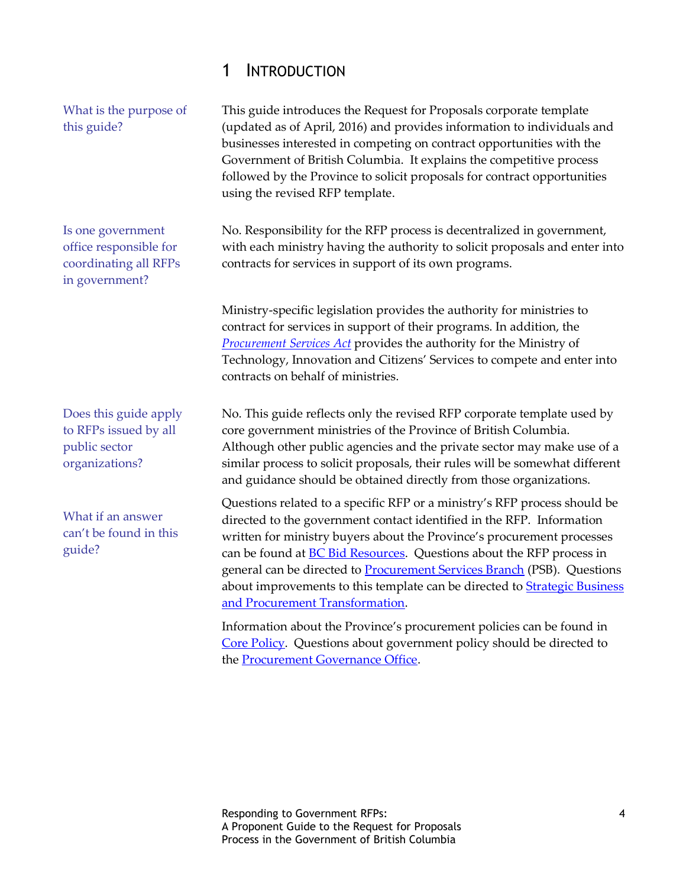# 1 INTRODUCTION

**What is the purpose of this guide?**

This guide introduces the Request for Proposals corporate template (updated as of April, 2016) and provides information to individuals and businesses interested in competing on contract opportunities with the Government of British Columbia. It explains the competitive process followed by the Province to solicit proposals for contract opportunities using the revised RFP template.

**Is one government office responsible for coordinating all RFPs in government?**

No. Responsibility for the RFP process is decentralized in government, with each ministry having the authority to solicit proposals and enter into contracts for services in support of its own programs.

Ministry-specific legislation provides the authority for ministries to contract for services in support of their programs. In addition, the *Procurement Services Act* provides the authority for the Ministry of Technology, Innovation and Citizens' Services to compete and enter into contracts on behalf of ministries.

**Does this guide apply to RFPs issued by all public sector organizations?**

No. This guide reflects only the revised RFP corporate template used by core government ministries of the Province of British Columbia. Although other public agencies and the private sector may make use of a similar process to solicit proposals, their rules will be somewhat different and guidance should be obtained directly from those organizations.

**What if an answer can't be found in this guide?**

Questions related to a specific RFP or a ministry's RFP process should be directed to the government contact identified in the RFP. Information written for ministry buyers about the Province's procurement processes can be found at BC Bid Resources. Questions about the RFP process in general can be directed to Procurement Services Branch (PSB). Questions about improvements to this template can be directed to Strategic Business and Procurement Transformation.

Information about the Province's procurement policies can be found in Core Policy. Questions about government policy should be directed to the Procurement Governance Office.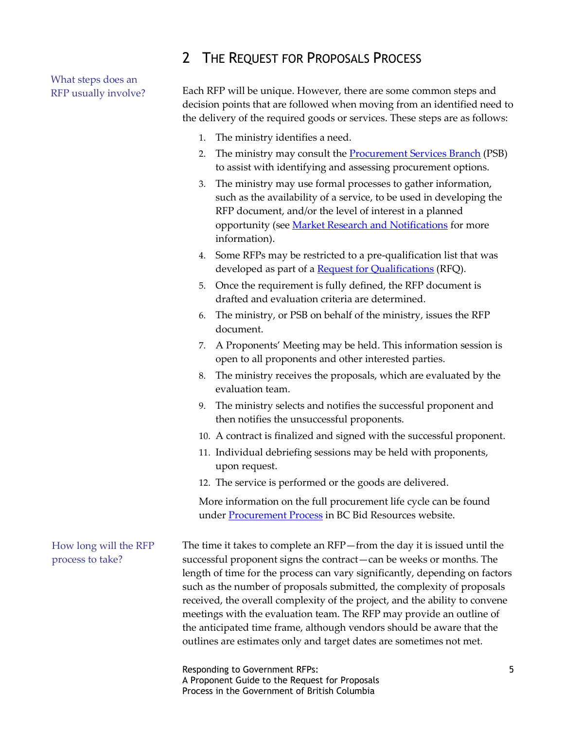## 2 THE REQUEST FOR PROPOSALS PROCESS

What steps does an RFP usually involve?

Each RFP will be unique. However, there are some common steps and decision points that are followed when moving from an identified need to the delivery of the required goods or services. These steps are as follows:

1. The ministry identifies a need.
2. The ministry may consult the Procurement Services Branch (PSB) to assist with identifying and assessing procurement options.
3. The ministry may use formal processes to gather information, such as the availability of a service, to be used in developing the RFP document, and/or the level of interest in a planned opportunity (see Market Research and Notifications for more information).
4. Some RFPs may be restricted to a pre-qualification list that was developed as part of a Request for Qualifications (RFQ).
5. Once the requirement is fully defined, the RFP document is drafted and evaluation criteria are determined.
6. The ministry, or PSB on behalf of the ministry, issues the RFP document.
7. A Proponents' Meeting may be held. This information session is open to all proponents and other interested parties.
8. The ministry receives the proposals, which are evaluated by the evaluation team.
9. The ministry selects and notifies the successful proponent and then notifies the unsuccessful proponents.
10. A contract is finalized and signed with the successful proponent.
11. Individual debriefing sessions may be held with proponents, upon request.
12. The service is performed or the goods are delivered.

More information on the full procurement life cycle can be found under Procurement Process in BC Bid Resources website.

How long will the RFP process to take?

The time it takes to complete an RFP—from the day it is issued until the successful proponent signs the contract—can be weeks or months. The length of time for the process can vary significantly, depending on factors such as the number of proposals submitted, the complexity of proposals received, the overall complexity of the project, and the ability to convene meetings with the evaluation team. The RFP may provide an outline of the anticipated time frame, although vendors should be aware that the outlines are estimates only and target dates are sometimes not met.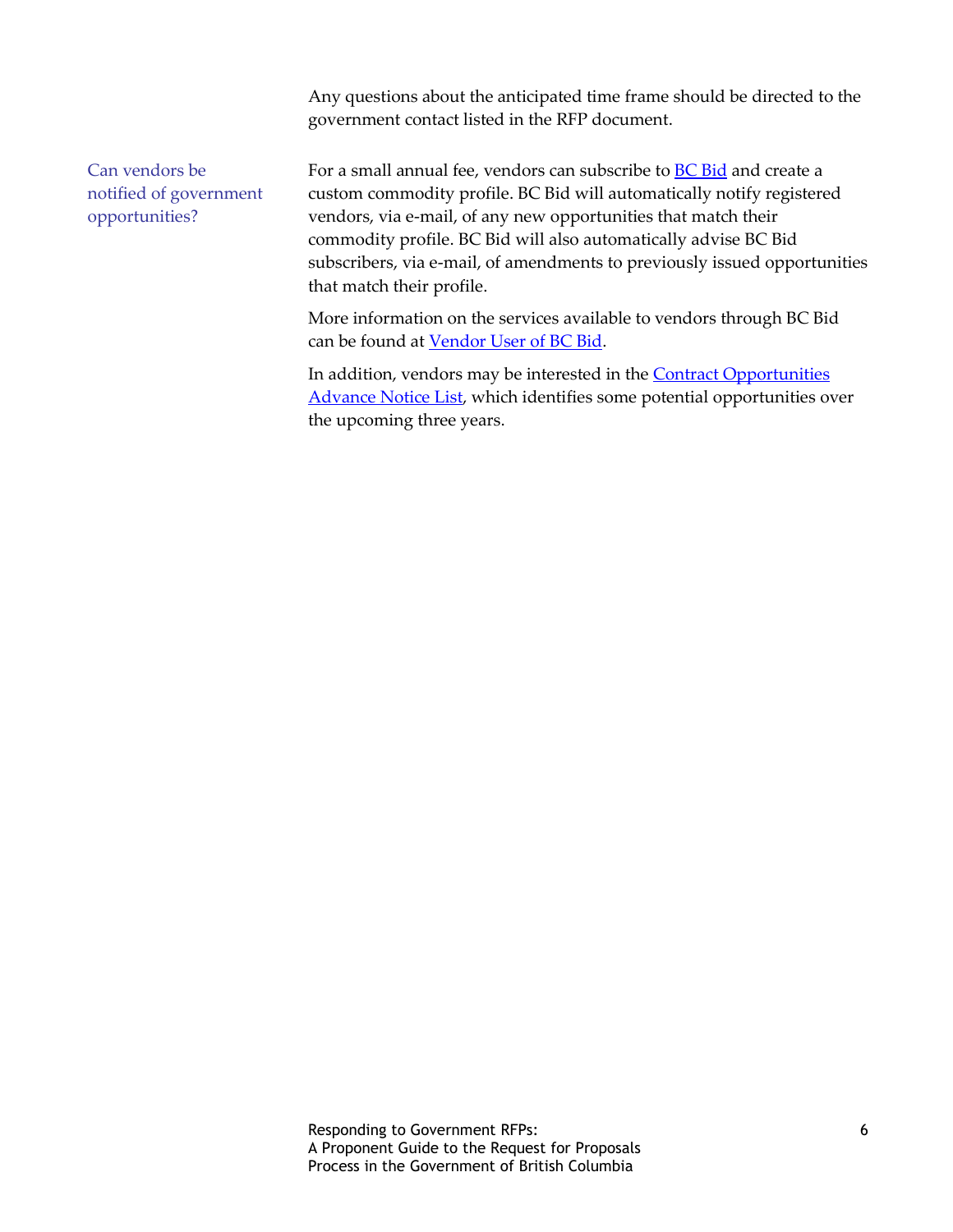Any questions about the anticipated time frame should be directed to the government contact listed in the RFP document.

### Can vendors be notified of government opportunities?

For a small annual fee, vendors can subscribe to BC Bid and create a custom commodity profile. BC Bid will automatically notify registered vendors, via e-mail, of any new opportunities that match their commodity profile. BC Bid will also automatically advise BC Bid subscribers, via e-mail, of amendments to previously issued opportunities that match their profile.

More information on the services available to vendors through BC Bid can be found at Vendor User of BC Bid.

In addition, vendors may be interested in the Contract Opportunities Advance Notice List, which identifies some potential opportunities over the upcoming three years.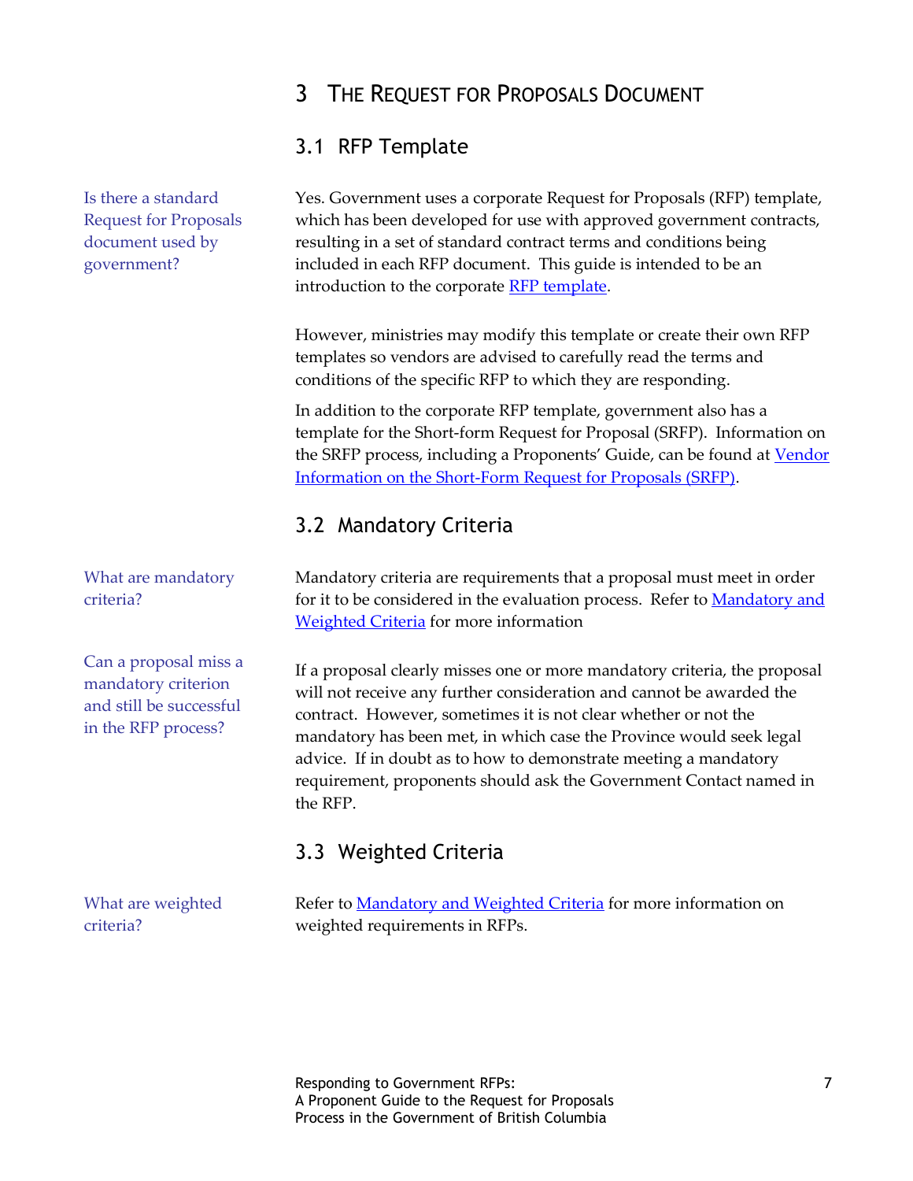# 3 The Request for Proposals Document

## 3.1 RFP Template

**Is there a standard Request for Proposals document used by government?**

Yes. Government uses a corporate Request for Proposals (RFP) template, which has been developed for use with approved government contracts, resulting in a set of standard contract terms and conditions being included in each RFP document. This guide is intended to be an introduction to the corporate [RFP template]().

However, ministries may modify this template or create their own RFP templates so vendors are advised to carefully read the terms and conditions of the specific RFP to which they are responding.

In addition to the corporate RFP template, government also has a template for the Short-form Request for Proposal (SRFP). Information on the SRFP process, including a Proponents' Guide, can be found at [Vendor Information on the Short-Form Request for Proposals (SRFP)]().

## 3.2 Mandatory Criteria

**What are mandatory criteria?**

Mandatory criteria are requirements that a proposal must meet in order for it to be considered in the evaluation process. Refer to [Mandatory and Weighted Criteria]() for more information

**Can a proposal miss a mandatory criterion and still be successful in the RFP process?**

If a proposal clearly misses one or more mandatory criteria, the proposal will not receive any further consideration and cannot be awarded the contract. However, sometimes it is not clear whether or not the mandatory has been met, in which case the Province would seek legal advice. If in doubt as to how to demonstrate meeting a mandatory requirement, proponents should ask the Government Contact named in the RFP.

## 3.3 Weighted Criteria

**What are weighted criteria?**

Refer to [Mandatory and Weighted Criteria]() for more information on weighted requirements in RFPs.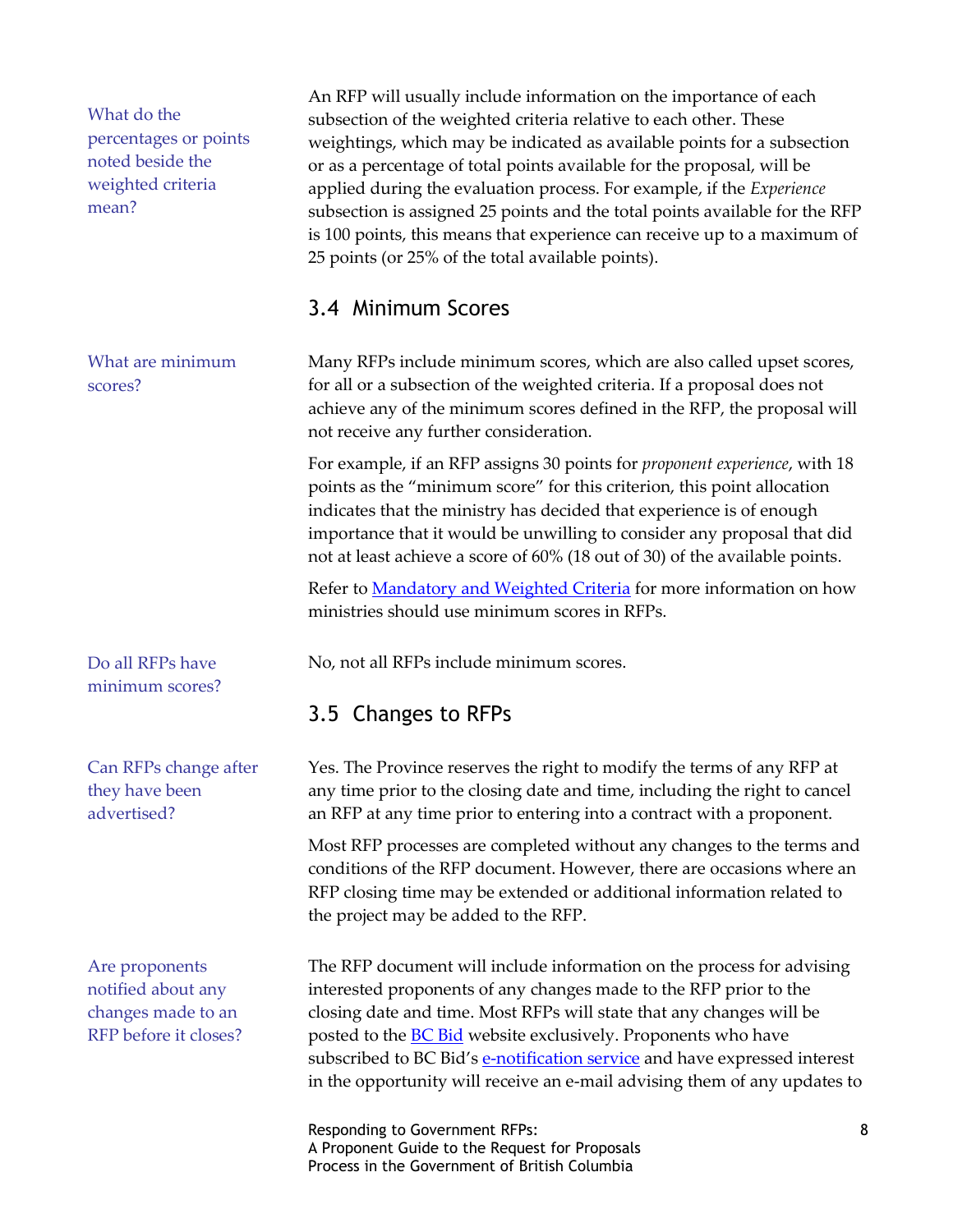**What do the percentages or points noted beside the weighted criteria mean?**

An RFP will usually include information on the importance of each subsection of the weighted criteria relative to each other. These weightings, which may be indicated as available points for a subsection or as a percentage of total points available for the proposal, will be applied during the evaluation process. For example, if the *Experience* subsection is assigned 25 points and the total points available for the RFP is 100 points, this means that experience can receive up to a maximum of 25 points (or 25% of the total available points).

## 3.4 Minimum Scores

**What are minimum scores?**

Many RFPs include minimum scores, which are also called upset scores, for all or a subsection of the weighted criteria. If a proposal does not achieve any of the minimum scores defined in the RFP, the proposal will not receive any further consideration.

For example, if an RFP assigns 30 points for *proponent experience*, with 18 points as the "minimum score" for this criterion, this point allocation indicates that the ministry has decided that experience is of enough importance that it would be unwilling to consider any proposal that did not at least achieve a score of 60% (18 out of 30) of the available points.

Refer to [Mandatory and Weighted Criteria]() for more information on how ministries should use minimum scores in RFPs.

**Do all RFPs have minimum scores?**

No, not all RFPs include minimum scores.

## 3.5 Changes to RFPs

**Can RFPs change after they have been advertised?**

Yes. The Province reserves the right to modify the terms of any RFP at any time prior to the closing date and time, including the right to cancel an RFP at any time prior to entering into a contract with a proponent.

Most RFP processes are completed without any changes to the terms and conditions of the RFP document. However, there are occasions where an RFP closing time may be extended or additional information related to the project may be added to the RFP.

**Are proponents notified about any changes made to an RFP before it closes?**

The RFP document will include information on the process for advising interested proponents of any changes made to the RFP prior to the closing date and time. Most RFPs will state that any changes will be posted to the [BC Bid]() website exclusively. Proponents who have subscribed to BC Bid's [e-notification service]() and have expressed interest in the opportunity will receive an e-mail advising them of any updates to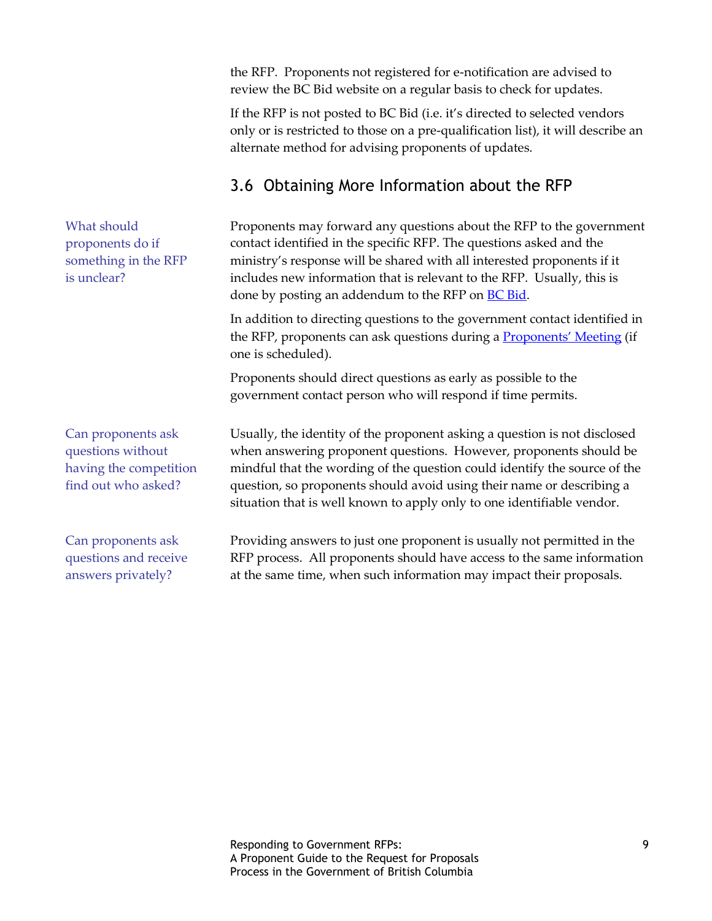the RFP. Proponents not registered for e-notification are advised to review the BC Bid website on a regular basis to check for updates.

If the RFP is not posted to BC Bid (i.e. it's directed to selected vendors only or is restricted to those on a pre-qualification list), it will describe an alternate method for advising proponents of updates.

## 3.6 Obtaining More Information about the RFP

*What should proponents do if something in the RFP is unclear?*

Proponents may forward any questions about the RFP to the government contact identified in the specific RFP. The questions asked and the ministry's response will be shared with all interested proponents if it includes new information that is relevant to the RFP. Usually, this is done by posting an addendum to the RFP on BC Bid.

In addition to directing questions to the government contact identified in the RFP, proponents can ask questions during a Proponents' Meeting (if one is scheduled).

Proponents should direct questions as early as possible to the government contact person who will respond if time permits.

*Can proponents ask questions without having the competition find out who asked?*

Usually, the identity of the proponent asking a question is not disclosed when answering proponent questions. However, proponents should be mindful that the wording of the question could identify the source of the question, so proponents should avoid using their name or describing a situation that is well known to apply only to one identifiable vendor.

*Can proponents ask questions and receive answers privately?*

Providing answers to just one proponent is usually not permitted in the RFP process. All proponents should have access to the same information at the same time, when such information may impact their proposals.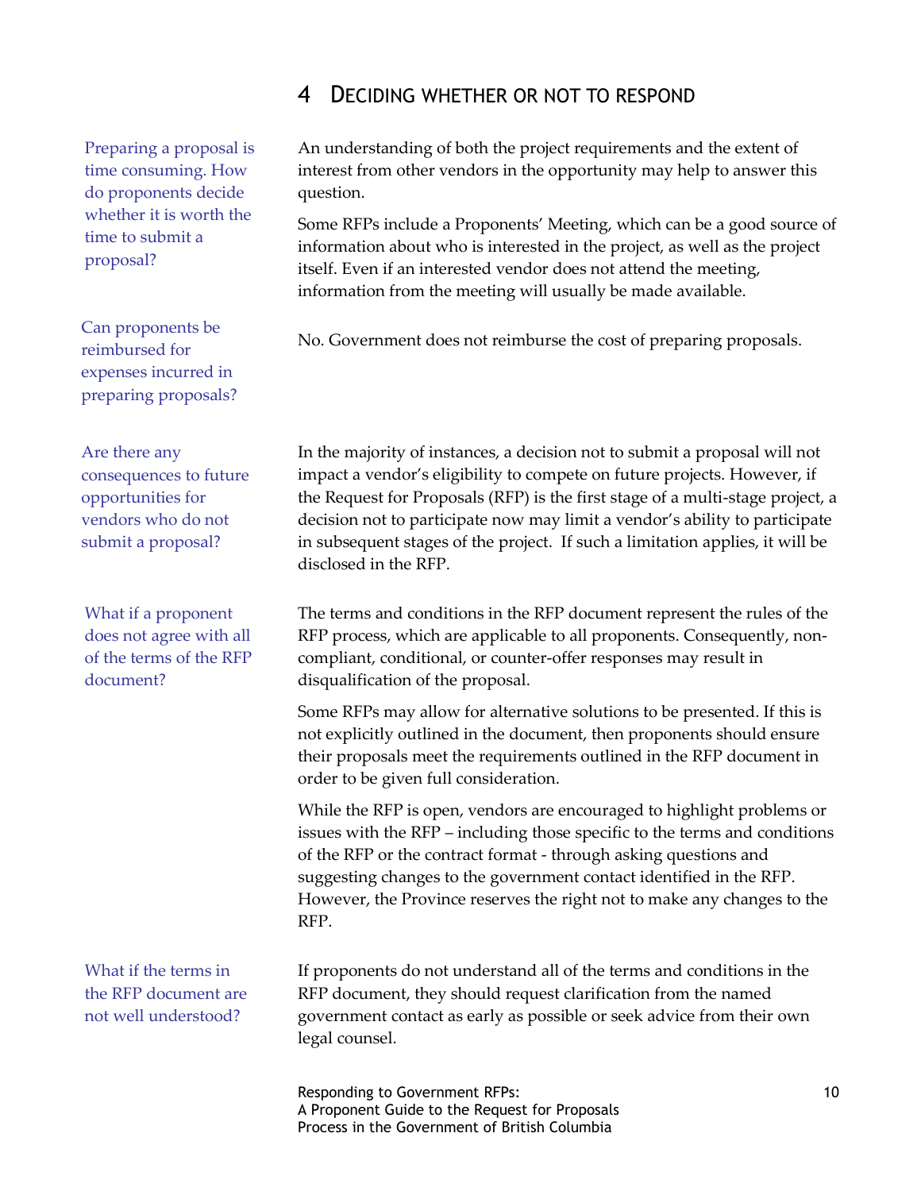## 4 Deciding whether or not to respond

**Preparing a proposal is time consuming. How do proponents decide whether it is worth the time to submit a proposal?**

An understanding of both the project requirements and the extent of interest from other vendors in the opportunity may help to answer this question.

Some RFPs include a Proponents' Meeting, which can be a good source of information about who is interested in the project, as well as the project itself. Even if an interested vendor does not attend the meeting, information from the meeting will usually be made available.

**Can proponents be reimbursed for expenses incurred in preparing proposals?**

No. Government does not reimburse the cost of preparing proposals.

**Are there any consequences to future opportunities for vendors who do not submit a proposal?**

In the majority of instances, a decision not to submit a proposal will not impact a vendor's eligibility to compete on future projects. However, if the Request for Proposals (RFP) is the first stage of a multi-stage project, a decision not to participate now may limit a vendor's ability to participate in subsequent stages of the project. If such a limitation applies, it will be disclosed in the RFP.

**What if a proponent does not agree with all of the terms of the RFP document?**

The terms and conditions in the RFP document represent the rules of the RFP process, which are applicable to all proponents. Consequently, non-compliant, conditional, or counter-offer responses may result in disqualification of the proposal.

Some RFPs may allow for alternative solutions to be presented. If this is not explicitly outlined in the document, then proponents should ensure their proposals meet the requirements outlined in the RFP document in order to be given full consideration.

While the RFP is open, vendors are encouraged to highlight problems or issues with the RFP – including those specific to the terms and conditions of the RFP or the contract format - through asking questions and suggesting changes to the government contact identified in the RFP. However, the Province reserves the right not to make any changes to the RFP.

**What if the terms in the RFP document are not well understood?**

If proponents do not understand all of the terms and conditions in the RFP document, they should request clarification from the named government contact as early as possible or seek advice from their own legal counsel.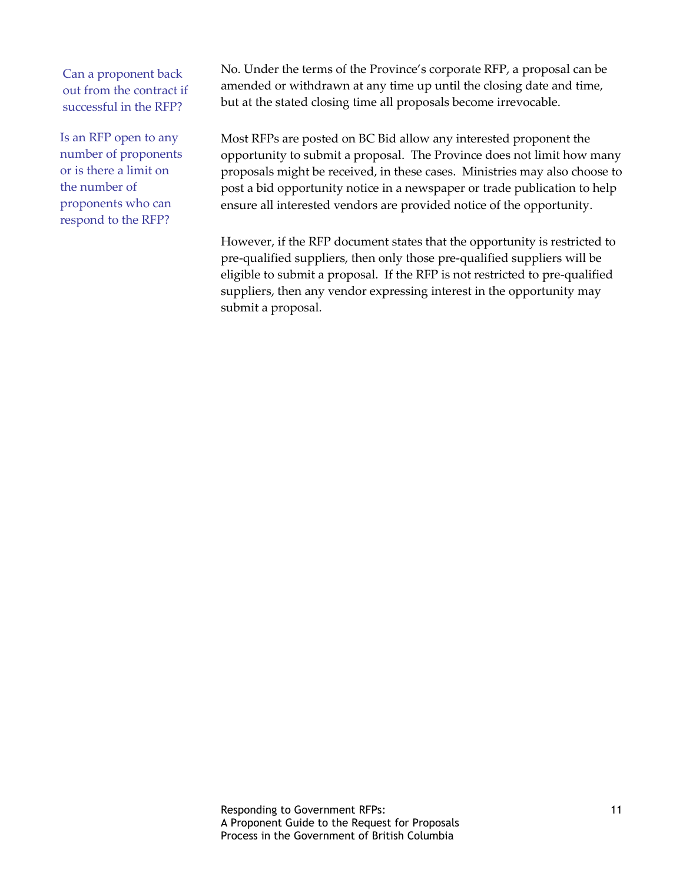**Can a proponent back out from the contract if successful in the RFP?**

No. Under the terms of the Province's corporate RFP, a proposal can be amended or withdrawn at any time up until the closing date and time, but at the stated closing time all proposals become irrevocable.

**Is an RFP open to any number of proponents or is there a limit on the number of proponents who can respond to the RFP?**

Most RFPs are posted on BC Bid allow any interested proponent the opportunity to submit a proposal. The Province does not limit how many proposals might be received, in these cases. Ministries may also choose to post a bid opportunity notice in a newspaper or trade publication to help ensure all interested vendors are provided notice of the opportunity.

However, if the RFP document states that the opportunity is restricted to pre-qualified suppliers, then only those pre-qualified suppliers will be eligible to submit a proposal. If the RFP is not restricted to pre-qualified suppliers, then any vendor expressing interest in the opportunity may submit a proposal.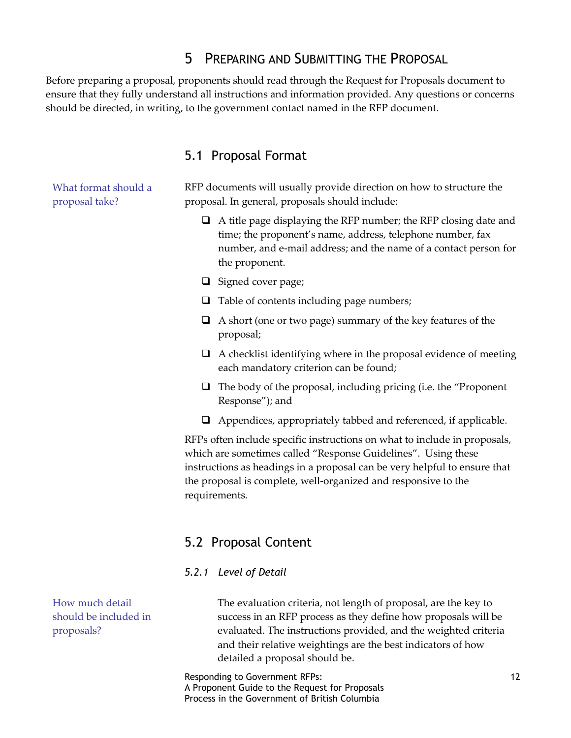# 5 Preparing and Submitting the Proposal

Before preparing a proposal, proponents should read through the Request for Proposals document to ensure that they fully understand all instructions and information provided. Any questions or concerns should be directed, in writing, to the government contact named in the RFP document.

## 5.1 Proposal Format

What format should a proposal take?

RFP documents will usually provide direction on how to structure the proposal. In general, proposals should include:

- A title page displaying the RFP number; the RFP closing date and time; the proponent's name, address, telephone number, fax number, and e-mail address; and the name of a contact person for the proponent.
- Signed cover page;
- Table of contents including page numbers;
- A short (one or two page) summary of the key features of the proposal;
- A checklist identifying where in the proposal evidence of meeting each mandatory criterion can be found;
- The body of the proposal, including pricing (i.e. the "Proponent Response"); and
- Appendices, appropriately tabbed and referenced, if applicable.

RFPs often include specific instructions on what to include in proposals, which are sometimes called "Response Guidelines". Using these instructions as headings in a proposal can be very helpful to ensure that the proposal is complete, well-organized and responsive to the requirements.

## 5.2 Proposal Content

### *5.2.1 Level of Detail*

How much detail should be included in proposals?

The evaluation criteria, not length of proposal, are the key to success in an RFP process as they define how proposals will be evaluated. The instructions provided, and the weighted criteria and their relative weightings are the best indicators of how detailed a proposal should be.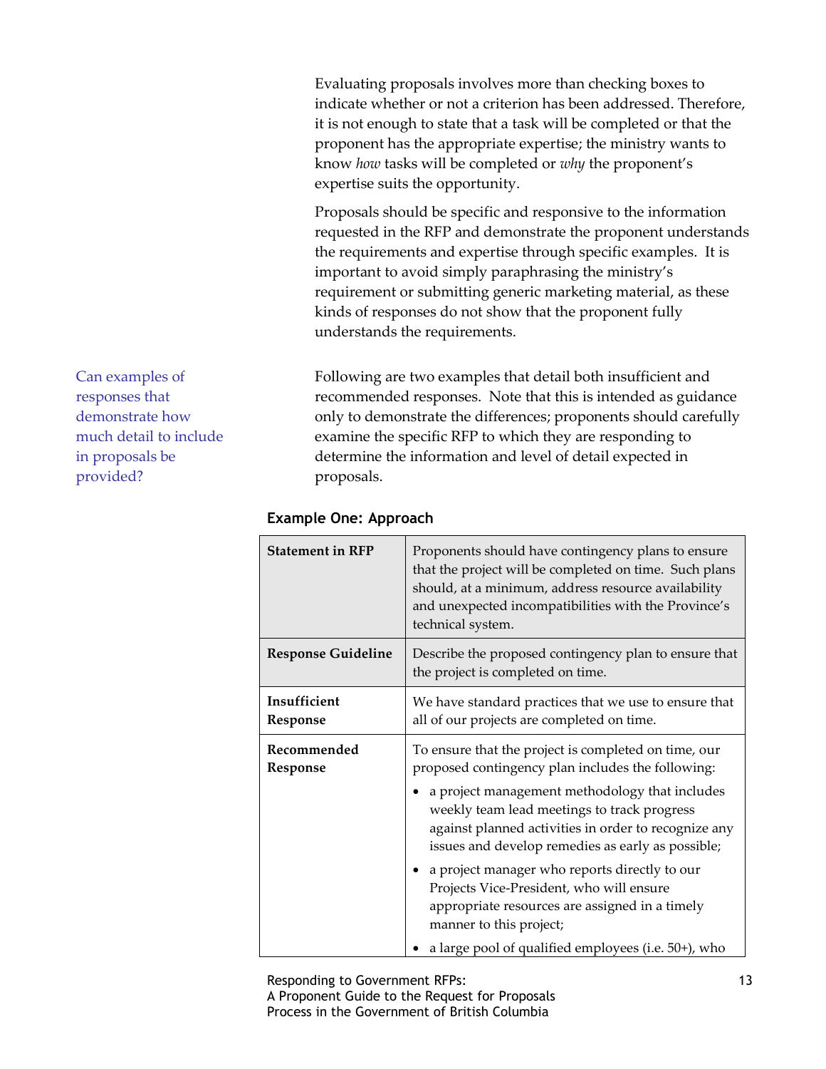Evaluating proposals involves more than checking boxes to indicate whether or not a criterion has been addressed. Therefore, it is not enough to state that a task will be completed or that the proponent has the appropriate expertise; the ministry wants to know *how* tasks will be completed or *why* the proponent's expertise suits the opportunity.

Proposals should be specific and responsive to the information requested in the RFP and demonstrate the proponent understands the requirements and expertise through specific examples. It is important to avoid simply paraphrasing the ministry's requirement or submitting generic marketing material, as these kinds of responses do not show that the proponent fully understands the requirements.

Can examples of responses that demonstrate how much detail to include in proposals be provided?

Following are two examples that detail both insufficient and recommended responses. Note that this is intended as guidance only to demonstrate the differences; proponents should carefully examine the specific RFP to which they are responding to determine the information and level of detail expected in proposals.

**Example One: Approach**

| | |
|---|---|
| **Statement in RFP** | Proponents should have contingency plans to ensure that the project will be completed on time. Such plans should, at a minimum, address resource availability and unexpected incompatibilities with the Province's technical system. |
| **Response Guideline** | Describe the proposed contingency plan to ensure that the project is completed on time. |
| **Insufficient Response** | We have standard practices that we use to ensure that all of our projects are completed on time. |
| **Recommended Response** | To ensure that the project is completed on time, our proposed contingency plan includes the following:<br>• a project management methodology that includes weekly team lead meetings to track progress against planned activities in order to recognize any issues and develop remedies as early as possible;<br>• a project manager who reports directly to our Projects Vice-President, who will ensure appropriate resources are assigned in a timely manner to this project;<br>• a large pool of qualified employees (i.e. 50+), who |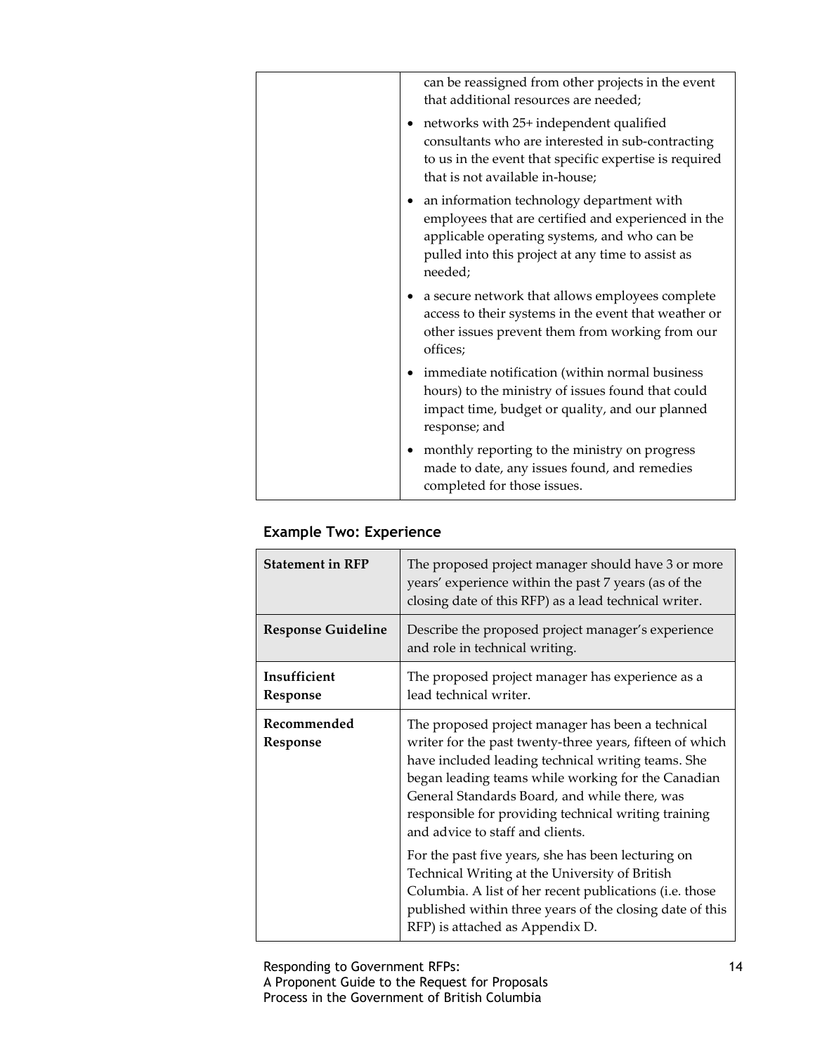| | |
|---|---|
| | can be reassigned from other projects in the event that additional resources are needed;<br>• networks with 25+ independent qualified consultants who are interested in sub-contracting to us in the event that specific expertise is required that is not available in-house;<br>• an information technology department with employees that are certified and experienced in the applicable operating systems, and who can be pulled into this project at any time to assist as needed;<br>• a secure network that allows employees complete access to their systems in the event that weather or other issues prevent them from working from our offices;<br>• immediate notification (within normal business hours) to the ministry of issues found that could impact time, budget or quality, and our planned response; and<br>• monthly reporting to the ministry on progress made to date, any issues found, and remedies completed for those issues. |

### Example Two: Experience

| | |
|---|---|
| **Statement in RFP** | The proposed project manager should have 3 or more years' experience within the past 7 years (as of the closing date of this RFP) as a lead technical writer. |
| **Response Guideline** | Describe the proposed project manager's experience and role in technical writing. |
| **Insufficient Response** | The proposed project manager has experience as a lead technical writer. |
| **Recommended Response** | The proposed project manager has been a technical writer for the past twenty-three years, fifteen of which have included leading technical writing teams. She began leading teams while working for the Canadian General Standards Board, and while there, was responsible for providing technical writing training and advice to staff and clients.<br><br>For the past five years, she has been lecturing on Technical Writing at the University of British Columbia. A list of her recent publications (i.e. those published within three years of the closing date of this RFP) is attached as Appendix D. |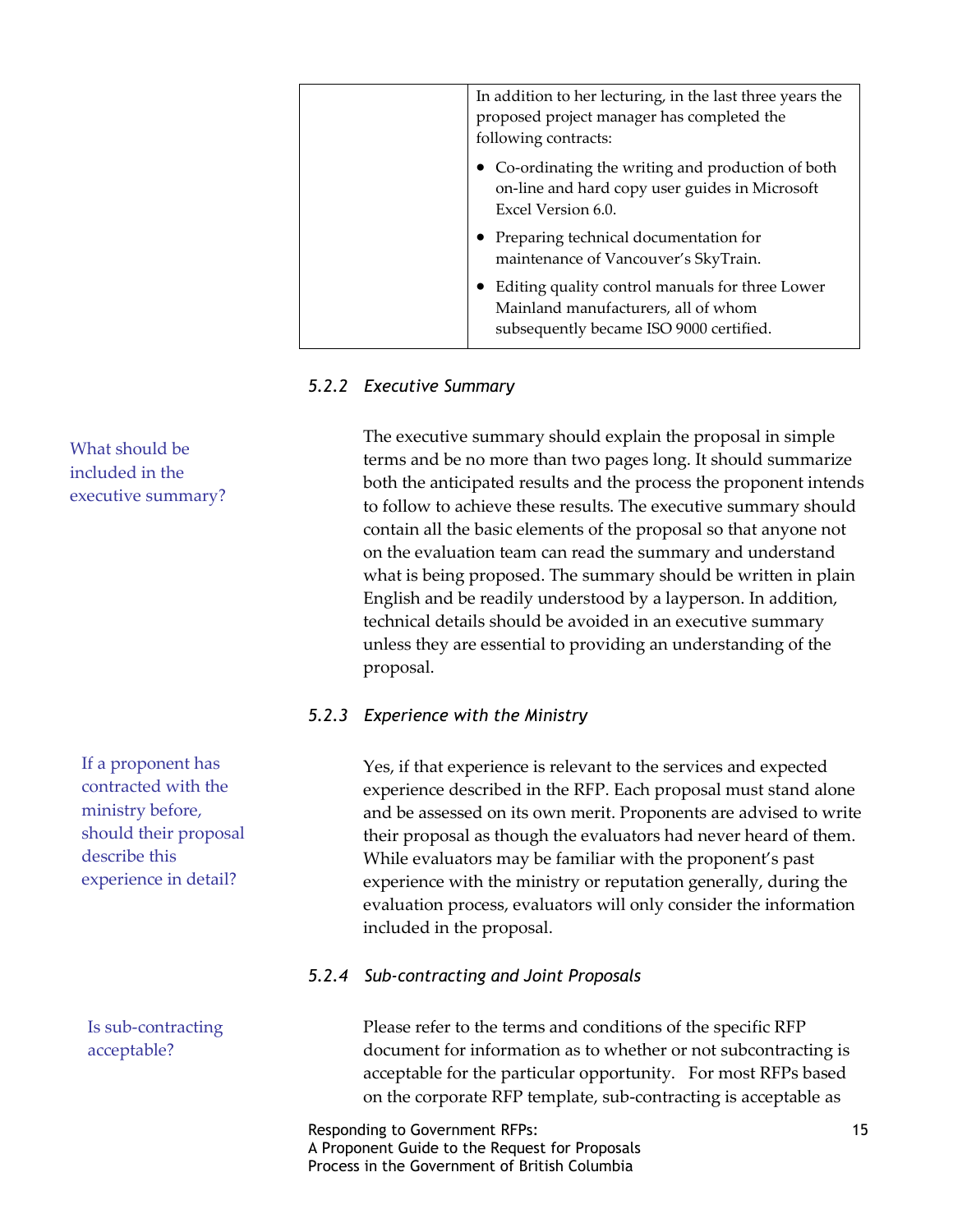| | In addition to her lecturing, in the last three years the proposed project manager has completed the following contracts:<br>• Co-ordinating the writing and production of both on-line and hard copy user guides in Microsoft Excel Version 6.0.<br>• Preparing technical documentation for maintenance of Vancouver's SkyTrain.<br>• Editing quality control manuals for three Lower Mainland manufacturers, all of whom subsequently became ISO 9000 certified. |
|---|---|

### *5.2.2 Executive Summary*

What should be included in the executive summary?

The executive summary should explain the proposal in simple terms and be no more than two pages long. It should summarize both the anticipated results and the process the proponent intends to follow to achieve these results. The executive summary should contain all the basic elements of the proposal so that anyone not on the evaluation team can read the summary and understand what is being proposed. The summary should be written in plain English and be readily understood by a layperson. In addition, technical details should be avoided in an executive summary unless they are essential to providing an understanding of the proposal.

### *5.2.3 Experience with the Ministry*

If a proponent has contracted with the ministry before, should their proposal describe this experience in detail?

Yes, if that experience is relevant to the services and expected experience described in the RFP. Each proposal must stand alone and be assessed on its own merit. Proponents are advised to write their proposal as though the evaluators had never heard of them. While evaluators may be familiar with the proponent's past experience with the ministry or reputation generally, during the evaluation process, evaluators will only consider the information included in the proposal.

### *5.2.4 Sub-contracting and Joint Proposals*

Is sub-contracting acceptable?

Please refer to the terms and conditions of the specific RFP document for information as to whether or not subcontracting is acceptable for the particular opportunity. For most RFPs based on the corporate RFP template, sub-contracting is acceptable as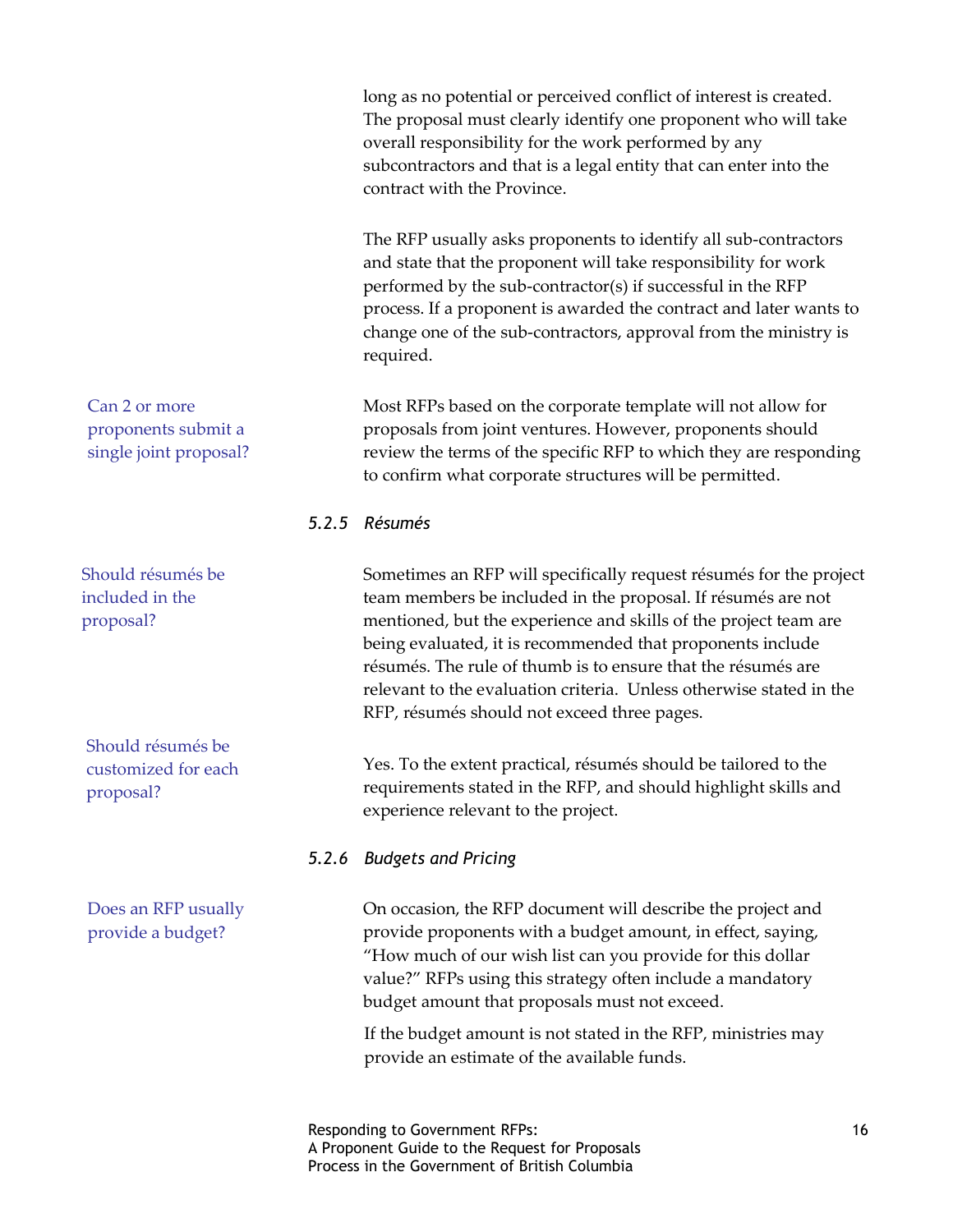long as no potential or perceived conflict of interest is created. The proposal must clearly identify one proponent who will take overall responsibility for the work performed by any subcontractors and that is a legal entity that can enter into the contract with the Province.

The RFP usually asks proponents to identify all sub-contractors and state that the proponent will take responsibility for work performed by the sub-contractor(s) if successful in the RFP process. If a proponent is awarded the contract and later wants to change one of the sub-contractors, approval from the ministry is required.

*Can 2 or more proponents submit a single joint proposal?*

Most RFPs based on the corporate template will not allow for proposals from joint ventures. However, proponents should review the terms of the specific RFP to which they are responding to confirm what corporate structures will be permitted.

### 5.2.5 Résumés

*Should résumés be included in the proposal?*

Sometimes an RFP will specifically request résumés for the project team members be included in the proposal. If résumés are not mentioned, but the experience and skills of the project team are being evaluated, it is recommended that proponents include résumés. The rule of thumb is to ensure that the résumés are relevant to the evaluation criteria. Unless otherwise stated in the RFP, résumés should not exceed three pages.

*Should résumés be customized for each proposal?*

Yes. To the extent practical, résumés should be tailored to the requirements stated in the RFP, and should highlight skills and experience relevant to the project.

### 5.2.6 Budgets and Pricing

*Does an RFP usually provide a budget?*

On occasion, the RFP document will describe the project and provide proponents with a budget amount, in effect, saying, "How much of our wish list can you provide for this dollar value?" RFPs using this strategy often include a mandatory budget amount that proposals must not exceed.

If the budget amount is not stated in the RFP, ministries may provide an estimate of the available funds.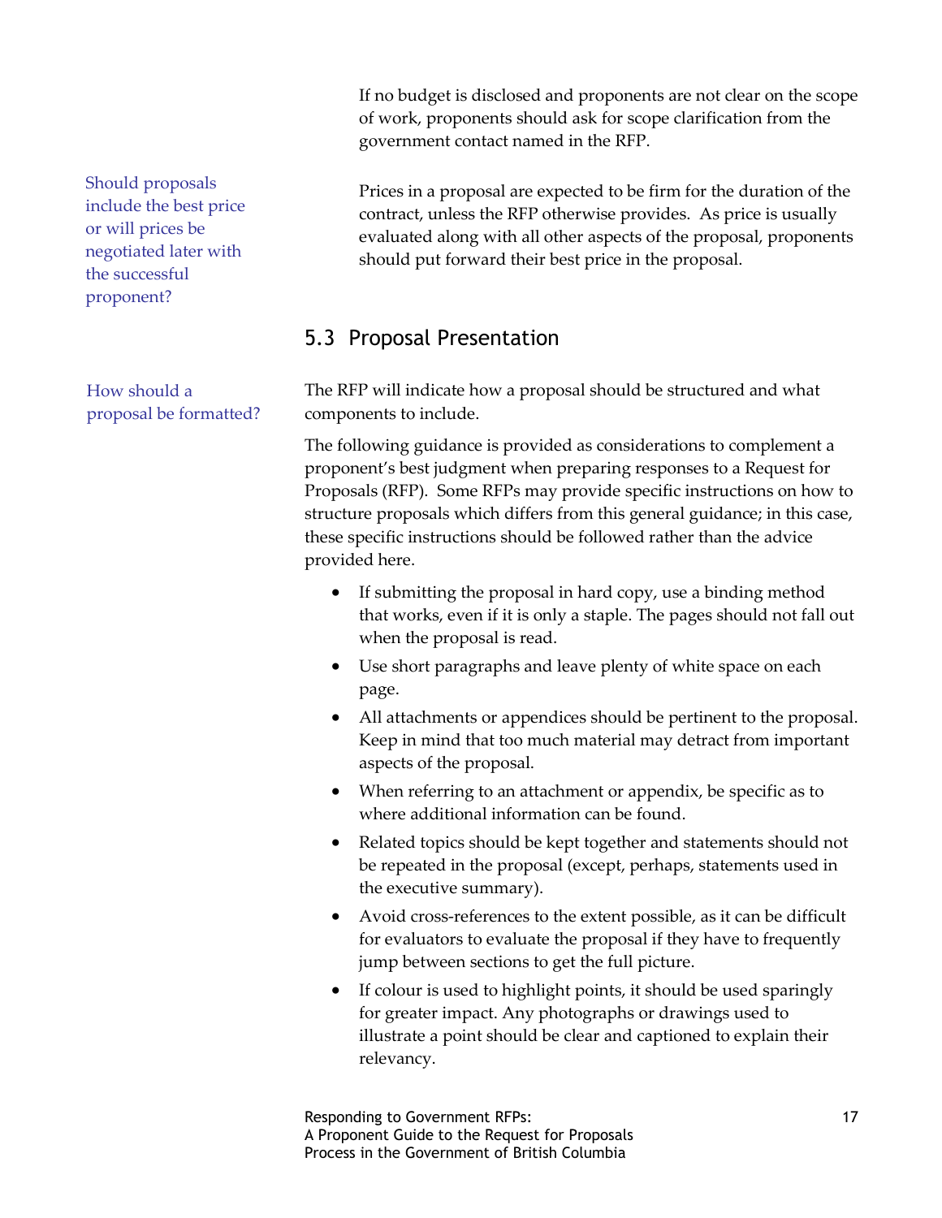If no budget is disclosed and proponents are not clear on the scope of work, proponents should ask for scope clarification from the government contact named in the RFP.

*Should proposals include the best price or will prices be negotiated later with the successful proponent?*

Prices in a proposal are expected to be firm for the duration of the contract, unless the RFP otherwise provides. As price is usually evaluated along with all other aspects of the proposal, proponents should put forward their best price in the proposal.

## 5.3 Proposal Presentation

*How should a proposal be formatted?*

The RFP will indicate how a proposal should be structured and what components to include.

The following guidance is provided as considerations to complement a proponent's best judgment when preparing responses to a Request for Proposals (RFP). Some RFPs may provide specific instructions on how to structure proposals which differs from this general guidance; in this case, these specific instructions should be followed rather than the advice provided here.

- If submitting the proposal in hard copy, use a binding method that works, even if it is only a staple. The pages should not fall out when the proposal is read.
- Use short paragraphs and leave plenty of white space on each page.
- All attachments or appendices should be pertinent to the proposal. Keep in mind that too much material may detract from important aspects of the proposal.
- When referring to an attachment or appendix, be specific as to where additional information can be found.
- Related topics should be kept together and statements should not be repeated in the proposal (except, perhaps, statements used in the executive summary).
- Avoid cross-references to the extent possible, as it can be difficult for evaluators to evaluate the proposal if they have to frequently jump between sections to get the full picture.
- If colour is used to highlight points, it should be used sparingly for greater impact. Any photographs or drawings used to illustrate a point should be clear and captioned to explain their relevancy.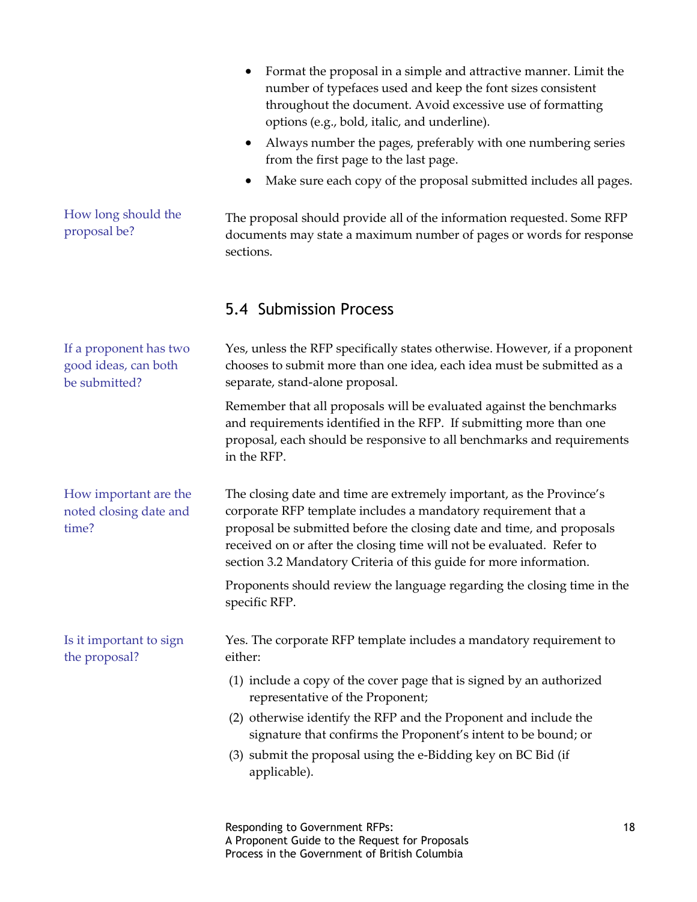- Format the proposal in a simple and attractive manner. Limit the number of typefaces used and keep the font sizes consistent throughout the document. Avoid excessive use of formatting options (e.g., bold, italic, and underline).
- Always number the pages, preferably with one numbering series from the first page to the last page.
- Make sure each copy of the proposal submitted includes all pages.

**How long should the proposal be?**

The proposal should provide all of the information requested. Some RFP documents may state a maximum number of pages or words for response sections.

## 5.4 Submission Process

**If a proponent has two good ideas, can both be submitted?**

Yes, unless the RFP specifically states otherwise. However, if a proponent chooses to submit more than one idea, each idea must be submitted as a separate, stand-alone proposal.

Remember that all proposals will be evaluated against the benchmarks and requirements identified in the RFP. If submitting more than one proposal, each should be responsive to all benchmarks and requirements in the RFP.

**How important are the noted closing date and time?**

The closing date and time are extremely important, as the Province's corporate RFP template includes a mandatory requirement that a proposal be submitted before the closing date and time, and proposals received on or after the closing time will not be evaluated. Refer to section 3.2 Mandatory Criteria of this guide for more information.

Proponents should review the language regarding the closing time in the specific RFP.

**Is it important to sign the proposal?**

Yes. The corporate RFP template includes a mandatory requirement to either:

(1) include a copy of the cover page that is signed by an authorized representative of the Proponent;

(2) otherwise identify the RFP and the Proponent and include the signature that confirms the Proponent's intent to be bound; or

(3) submit the proposal using the e-Bidding key on BC Bid (if applicable).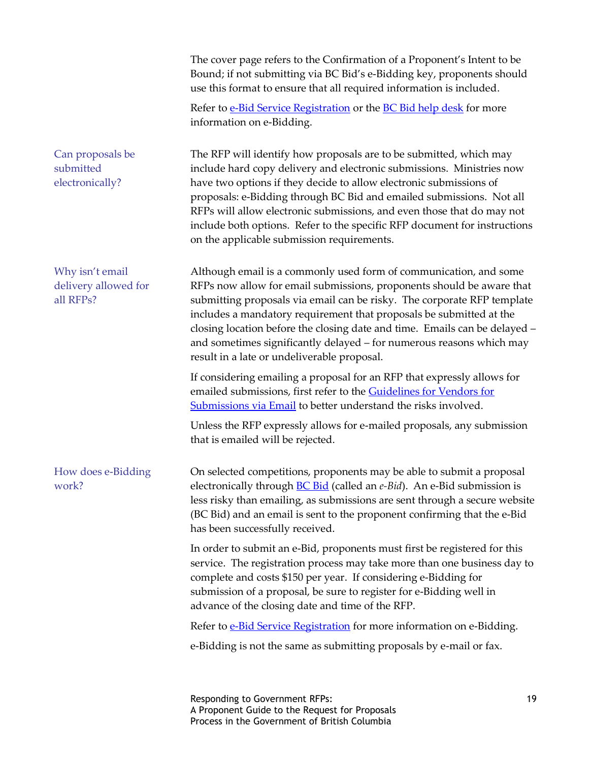The cover page refers to the Confirmation of a Proponent's Intent to be Bound; if not submitting via BC Bid's e-Bidding key, proponents should use this format to ensure that all required information is included.

Refer to e-Bid Service Registration or the BC Bid help desk for more information on e-Bidding.

### Can proposals be submitted electronically?

The RFP will identify how proposals are to be submitted, which may include hard copy delivery and electronic submissions. Ministries now have two options if they decide to allow electronic submissions of proposals: e-Bidding through BC Bid and emailed submissions. Not all RFPs will allow electronic submissions, and even those that do may not include both options. Refer to the specific RFP document for instructions on the applicable submission requirements.

### Why isn't email delivery allowed for all RFPs?

Although email is a commonly used form of communication, and some RFPs now allow for email submissions, proponents should be aware that submitting proposals via email can be risky. The corporate RFP template includes a mandatory requirement that proposals be submitted at the closing location before the closing date and time. Emails can be delayed – and sometimes significantly delayed – for numerous reasons which may result in a late or undeliverable proposal.

If considering emailing a proposal for an RFP that expressly allows for emailed submissions, first refer to the Guidelines for Vendors for Submissions via Email to better understand the risks involved.

Unless the RFP expressly allows for e-mailed proposals, any submission that is emailed will be rejected.

### How does e-Bidding work?

On selected competitions, proponents may be able to submit a proposal electronically through BC Bid (called an *e-Bid*). An e-Bid submission is less risky than emailing, as submissions are sent through a secure website (BC Bid) and an email is sent to the proponent confirming that the e-Bid has been successfully received.

In order to submit an e-Bid, proponents must first be registered for this service. The registration process may take more than one business day to complete and costs $150 per year. If considering e-Bidding for submission of a proposal, be sure to register for e-Bidding well in advance of the closing date and time of the RFP.

Refer to e-Bid Service Registration for more information on e-Bidding.

e-Bidding is not the same as submitting proposals by e-mail or fax.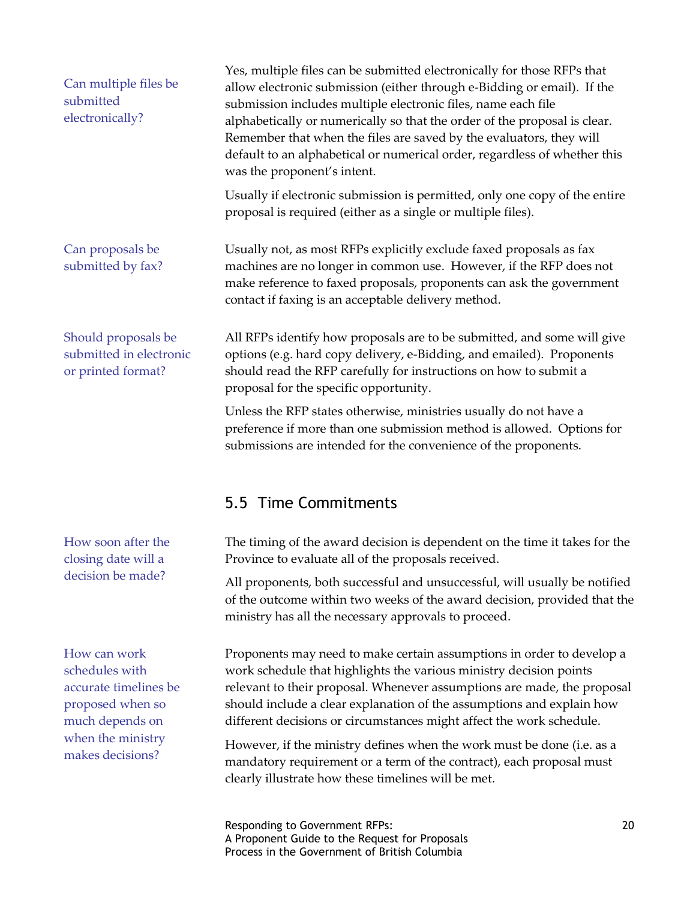**Can multiple files be submitted electronically?**

Yes, multiple files can be submitted electronically for those RFPs that allow electronic submission (either through e-Bidding or email). If the submission includes multiple electronic files, name each file alphabetically or numerically so that the order of the proposal is clear. Remember that when the files are saved by the evaluators, they will default to an alphabetical or numerical order, regardless of whether this was the proponent's intent.

Usually if electronic submission is permitted, only one copy of the entire proposal is required (either as a single or multiple files).

**Can proposals be submitted by fax?**

Usually not, as most RFPs explicitly exclude faxed proposals as fax machines are no longer in common use. However, if the RFP does not make reference to faxed proposals, proponents can ask the government contact if faxing is an acceptable delivery method.

**Should proposals be submitted in electronic or printed format?**

All RFPs identify how proposals are to be submitted, and some will give options (e.g. hard copy delivery, e-Bidding, and emailed). Proponents should read the RFP carefully for instructions on how to submit a proposal for the specific opportunity.

Unless the RFP states otherwise, ministries usually do not have a preference if more than one submission method is allowed. Options for submissions are intended for the convenience of the proponents.

## 5.5 Time Commitments

**How soon after the closing date will a decision be made?**

The timing of the award decision is dependent on the time it takes for the Province to evaluate all of the proposals received.

All proponents, both successful and unsuccessful, will usually be notified of the outcome within two weeks of the award decision, provided that the ministry has all the necessary approvals to proceed.

**How can work schedules with accurate timelines be proposed when so much depends on when the ministry makes decisions?**

Proponents may need to make certain assumptions in order to develop a work schedule that highlights the various ministry decision points relevant to their proposal. Whenever assumptions are made, the proposal should include a clear explanation of the assumptions and explain how different decisions or circumstances might affect the work schedule.

However, if the ministry defines when the work must be done (i.e. as a mandatory requirement or a term of the contract), each proposal must clearly illustrate how these timelines will be met.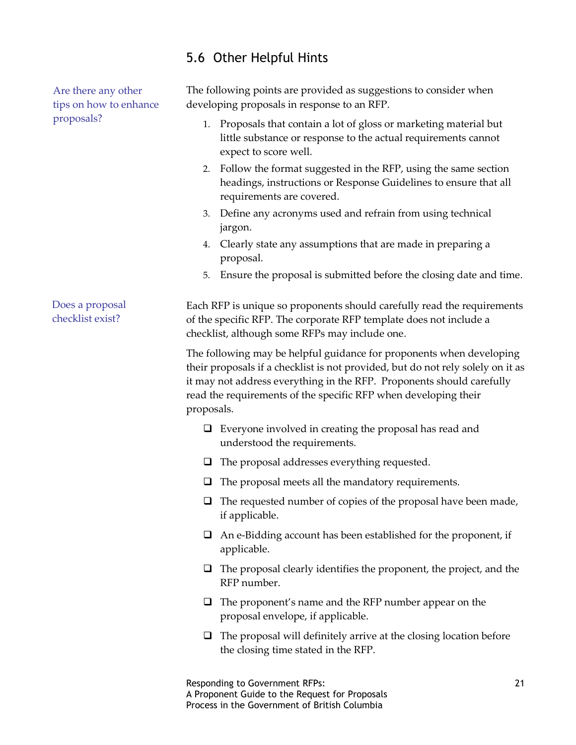## 5.6 Other Helpful Hints

*Are there any other tips on how to enhance proposals?*

The following points are provided as suggestions to consider when developing proposals in response to an RFP.

1. Proposals that contain a lot of gloss or marketing material but little substance or response to the actual requirements cannot expect to score well.
2. Follow the format suggested in the RFP, using the same section headings, instructions or Response Guidelines to ensure that all requirements are covered.
3. Define any acronyms used and refrain from using technical jargon.
4. Clearly state any assumptions that are made in preparing a proposal.
5. Ensure the proposal is submitted before the closing date and time.

*Does a proposal checklist exist?*

Each RFP is unique so proponents should carefully read the requirements of the specific RFP. The corporate RFP template does not include a checklist, although some RFPs may include one.

The following may be helpful guidance for proponents when developing their proposals if a checklist is not provided, but do not rely solely on it as it may not address everything in the RFP. Proponents should carefully read the requirements of the specific RFP when developing their proposals.

- [ ] Everyone involved in creating the proposal has read and understood the requirements.
- [ ] The proposal addresses everything requested.
- [ ] The proposal meets all the mandatory requirements.
- [ ] The requested number of copies of the proposal have been made, if applicable.
- [ ] An e-Bidding account has been established for the proponent, if applicable.
- [ ] The proposal clearly identifies the proponent, the project, and the RFP number.
- [ ] The proponent's name and the RFP number appear on the proposal envelope, if applicable.
- [ ] The proposal will definitely arrive at the closing location before the closing time stated in the RFP.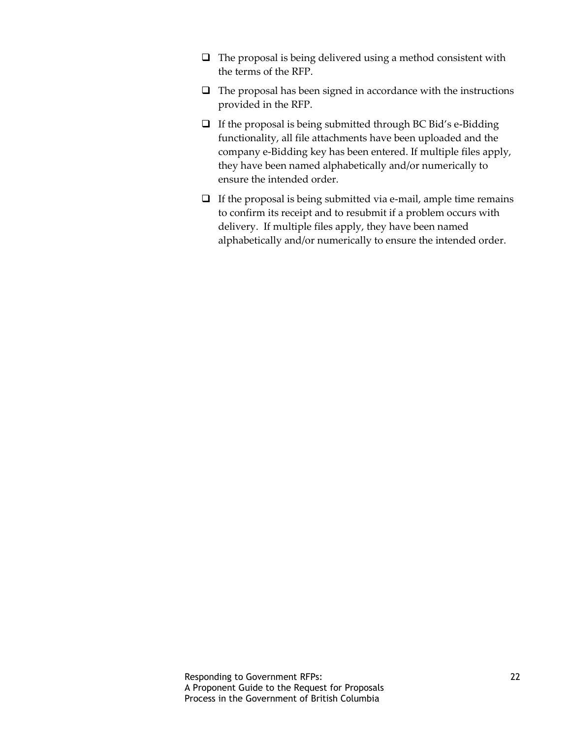- [ ] The proposal is being delivered using a method consistent with the terms of the RFP.
- [ ] The proposal has been signed in accordance with the instructions provided in the RFP.
- [ ] If the proposal is being submitted through BC Bid's e-Bidding functionality, all file attachments have been uploaded and the company e-Bidding key has been entered. If multiple files apply, they have been named alphabetically and/or numerically to ensure the intended order.
- [ ] If the proposal is being submitted via e-mail, ample time remains to confirm its receipt and to resubmit if a problem occurs with delivery. If multiple files apply, they have been named alphabetically and/or numerically to ensure the intended order.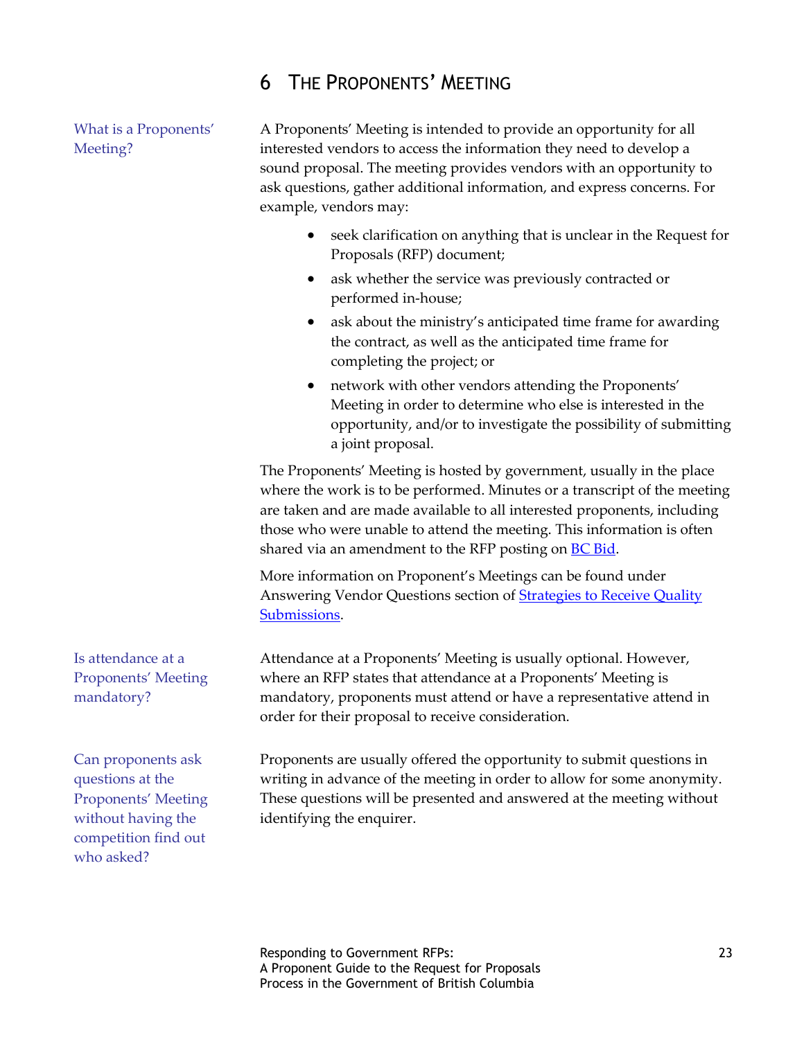# 6 THE PROPONENTS' MEETING

What is a Proponents' Meeting?

A Proponents' Meeting is intended to provide an opportunity for all interested vendors to access the information they need to develop a sound proposal. The meeting provides vendors with an opportunity to ask questions, gather additional information, and express concerns. For example, vendors may:

- seek clarification on anything that is unclear in the Request for Proposals (RFP) document;
- ask whether the service was previously contracted or performed in-house;
- ask about the ministry's anticipated time frame for awarding the contract, as well as the anticipated time frame for completing the project; or
- network with other vendors attending the Proponents' Meeting in order to determine who else is interested in the opportunity, and/or to investigate the possibility of submitting a joint proposal.

The Proponents' Meeting is hosted by government, usually in the place where the work is to be performed. Minutes or a transcript of the meeting are taken and are made available to all interested proponents, including those who were unable to attend the meeting. This information is often shared via an amendment to the RFP posting on [BC Bid]().

More information on Proponent's Meetings can be found under Answering Vendor Questions section of [Strategies to Receive Quality Submissions]().

Is attendance at a Proponents' Meeting mandatory?

Attendance at a Proponents' Meeting is usually optional. However, where an RFP states that attendance at a Proponents' Meeting is mandatory, proponents must attend or have a representative attend in order for their proposal to receive consideration.

Can proponents ask questions at the Proponents' Meeting without having the competition find out who asked?

Proponents are usually offered the opportunity to submit questions in writing in advance of the meeting in order to allow for some anonymity. These questions will be presented and answered at the meeting without identifying the enquirer.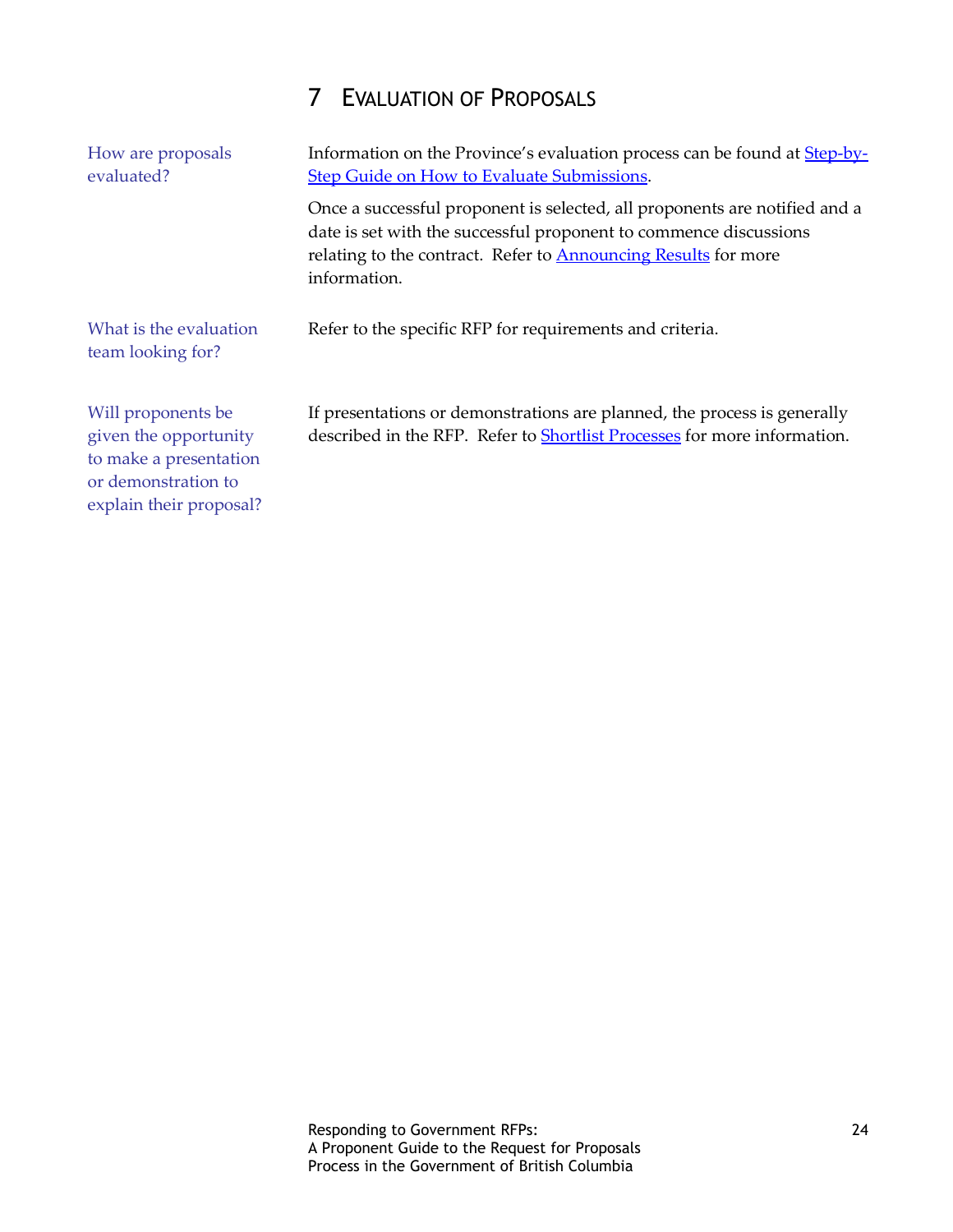# 7 Evaluation of Proposals

**How are proposals evaluated?**

Information on the Province's evaluation process can be found at [Step-by-Step Guide on How to Evaluate Submissions]().

Once a successful proponent is selected, all proponents are notified and a date is set with the successful proponent to commence discussions relating to the contract. Refer to [Announcing Results]() for more information.

**What is the evaluation team looking for?**

Refer to the specific RFP for requirements and criteria.

**Will proponents be given the opportunity to make a presentation or demonstration to explain their proposal?**

If presentations or demonstrations are planned, the process is generally described in the RFP. Refer to [Shortlist Processes]() for more information.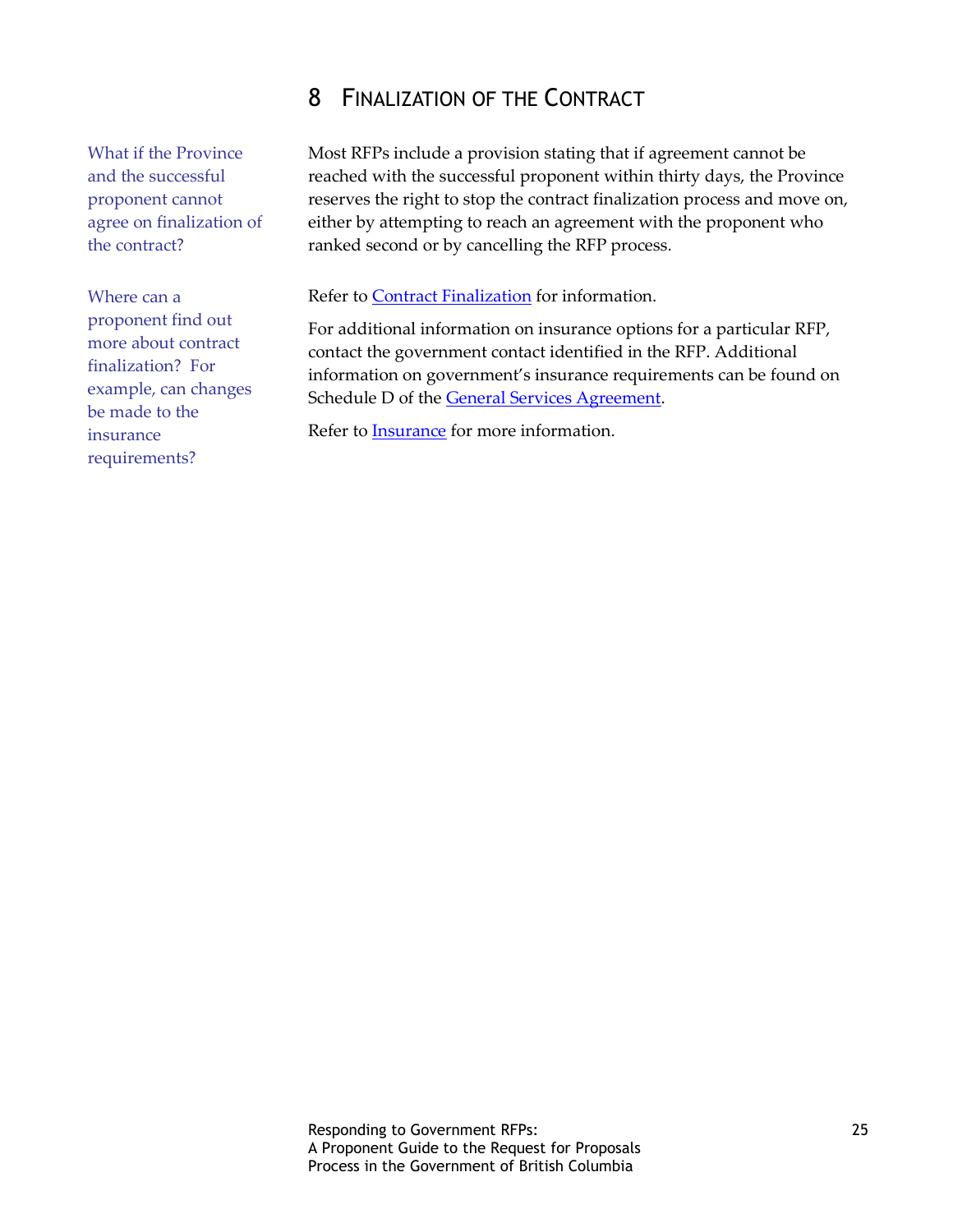# 8 FINALIZATION OF THE CONTRACT

What if the Province and the successful proponent cannot agree on finalization of the contract?

Most RFPs include a provision stating that if agreement cannot be reached with the successful proponent within thirty days, the Province reserves the right to stop the contract finalization process and move on, either by attempting to reach an agreement with the proponent who ranked second or by cancelling the RFP process.

Where can a proponent find out more about contract finalization? For example, can changes be made to the insurance requirements?

Refer to Contract Finalization for information.

For additional information on insurance options for a particular RFP, contact the government contact identified in the RFP. Additional information on government's insurance requirements can be found on Schedule D of the General Services Agreement.

Refer to Insurance for more information.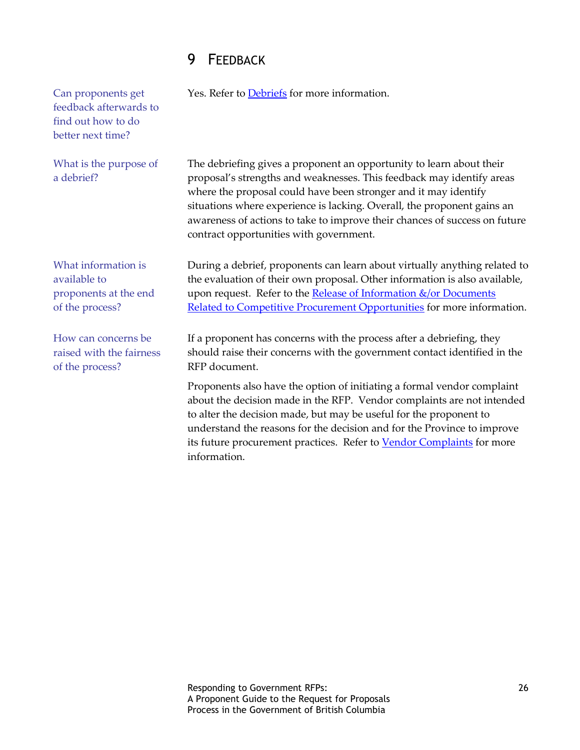# 9 Feedback

**Can proponents get feedback afterwards to find out how to do better next time?**

Yes. Refer to [Debriefs](#) for more information.

**What is the purpose of a debrief?**

The debriefing gives a proponent an opportunity to learn about their proposal's strengths and weaknesses. This feedback may identify areas where the proposal could have been stronger and it may identify situations where experience is lacking. Overall, the proponent gains an awareness of actions to take to improve their chances of success on future contract opportunities with government.

**What information is available to proponents at the end of the process?**

During a debrief, proponents can learn about virtually anything related to the evaluation of their own proposal. Other information is also available, upon request. Refer to the [Release of Information &/or Documents Related to Competitive Procurement Opportunities](#) for more information.

**How can concerns be raised with the fairness of the process?**

If a proponent has concerns with the process after a debriefing, they should raise their concerns with the government contact identified in the RFP document.

Proponents also have the option of initiating a formal vendor complaint about the decision made in the RFP. Vendor complaints are not intended to alter the decision made, but may be useful for the proponent to understand the reasons for the decision and for the Province to improve its future procurement practices. Refer to [Vendor Complaints](#) for more information.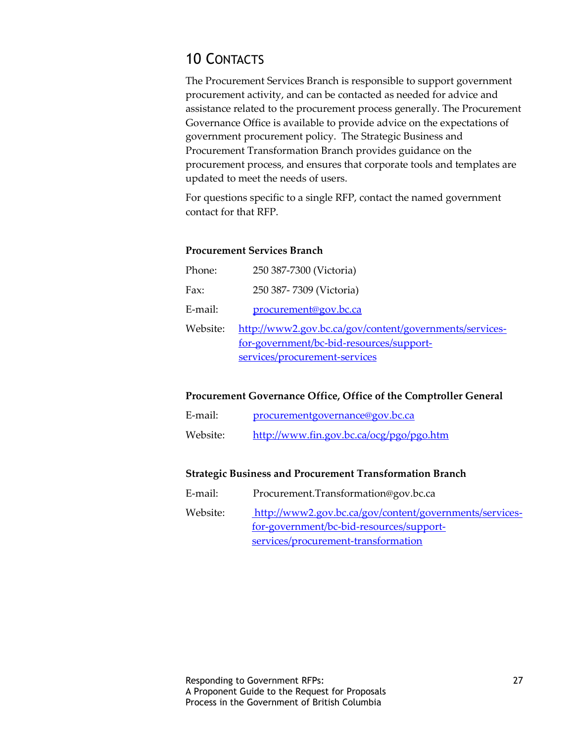# 10 Contacts

The Procurement Services Branch is responsible to support government procurement activity, and can be contacted as needed for advice and assistance related to the procurement process generally. The Procurement Governance Office is available to provide advice on the expectations of government procurement policy. The Strategic Business and Procurement Transformation Branch provides guidance on the procurement process, and ensures that corporate tools and templates are updated to meet the needs of users.

For questions specific to a single RFP, contact the named government contact for that RFP.

**Procurement Services Branch**

Phone: 250 387-7300 (Victoria)

Fax: 250 387- 7309 (Victoria)

E-mail: procurement@gov.bc.ca

Website: http://www2.gov.bc.ca/gov/content/governments/services-for-government/bc-bid-resources/support-services/procurement-services

**Procurement Governance Office, Office of the Comptroller General**

E-mail: procurementgovernance@gov.bc.ca

Website: http://www.fin.gov.bc.ca/ocg/pgo/pgo.htm

**Strategic Business and Procurement Transformation Branch**

E-mail: Procurement.Transformation@gov.bc.ca

Website: http://www2.gov.bc.ca/gov/content/governments/services-for-government/bc-bid-resources/support-services/procurement-transformation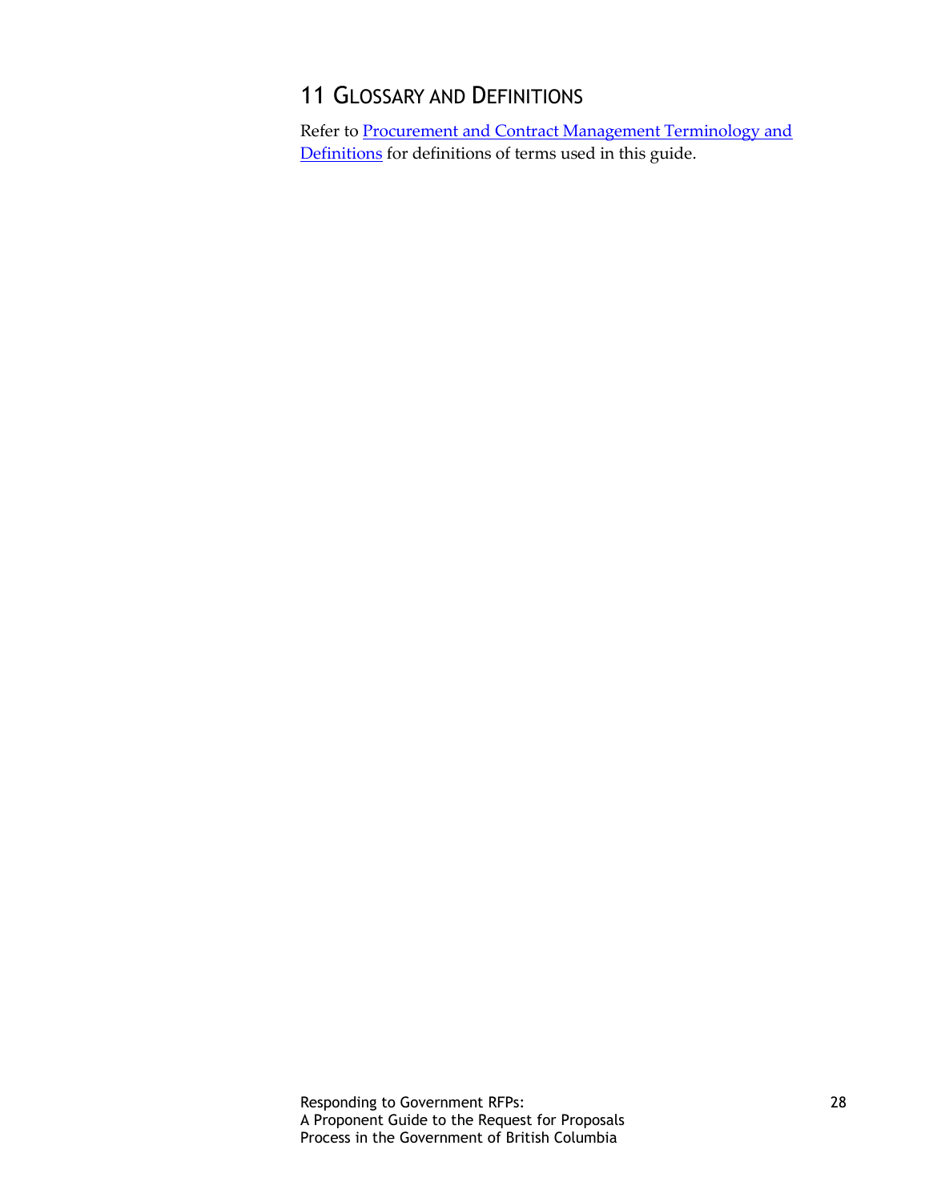# 11 Glossary and Definitions

Refer to Procurement and Contract Management Terminology and Definitions for definitions of terms used in this guide.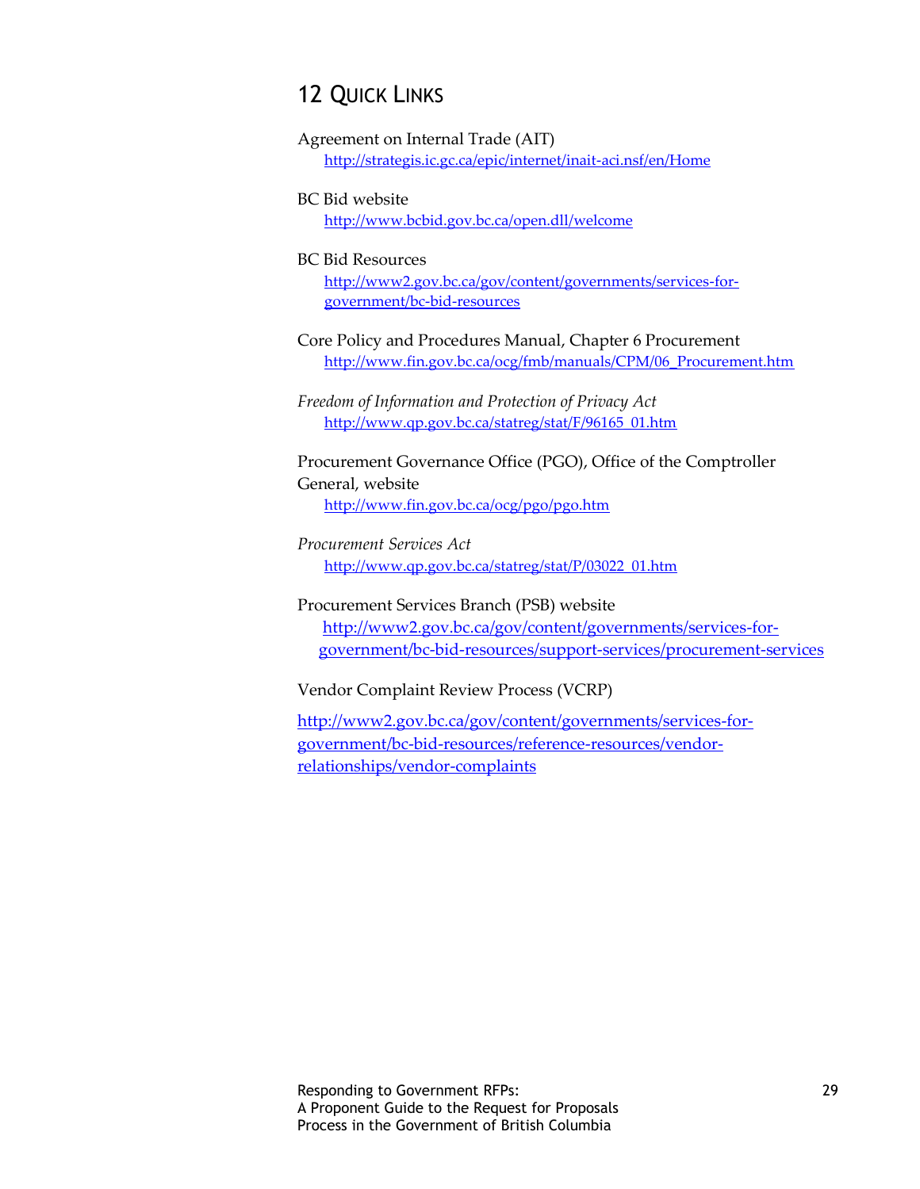# 12 Quick Links

Agreement on Internal Trade (AIT)

http://strategis.ic.gc.ca/epic/internet/inait-aci.nsf/en/Home

BC Bid website

http://www.bcbid.gov.bc.ca/open.dll/welcome

BC Bid Resources

http://www2.gov.bc.ca/gov/content/governments/services-for-government/bc-bid-resources

Core Policy and Procedures Manual, Chapter 6 Procurement

http://www.fin.gov.bc.ca/ocg/fmb/manuals/CPM/06_Procurement.htm

*Freedom of Information and Protection of Privacy Act*

http://www.qp.gov.bc.ca/statreg/stat/F/96165_01.htm

Procurement Governance Office (PGO), Office of the Comptroller General, website

http://www.fin.gov.bc.ca/ocg/pgo/pgo.htm

*Procurement Services Act*

http://www.qp.gov.bc.ca/statreg/stat/P/03022_01.htm

Procurement Services Branch (PSB) website

http://www2.gov.bc.ca/gov/content/governments/services-for-government/bc-bid-resources/support-services/procurement-services

Vendor Complaint Review Process (VCRP)

http://www2.gov.bc.ca/gov/content/governments/services-for-government/bc-bid-resources/reference-resources/vendor-relationships/vendor-complaints